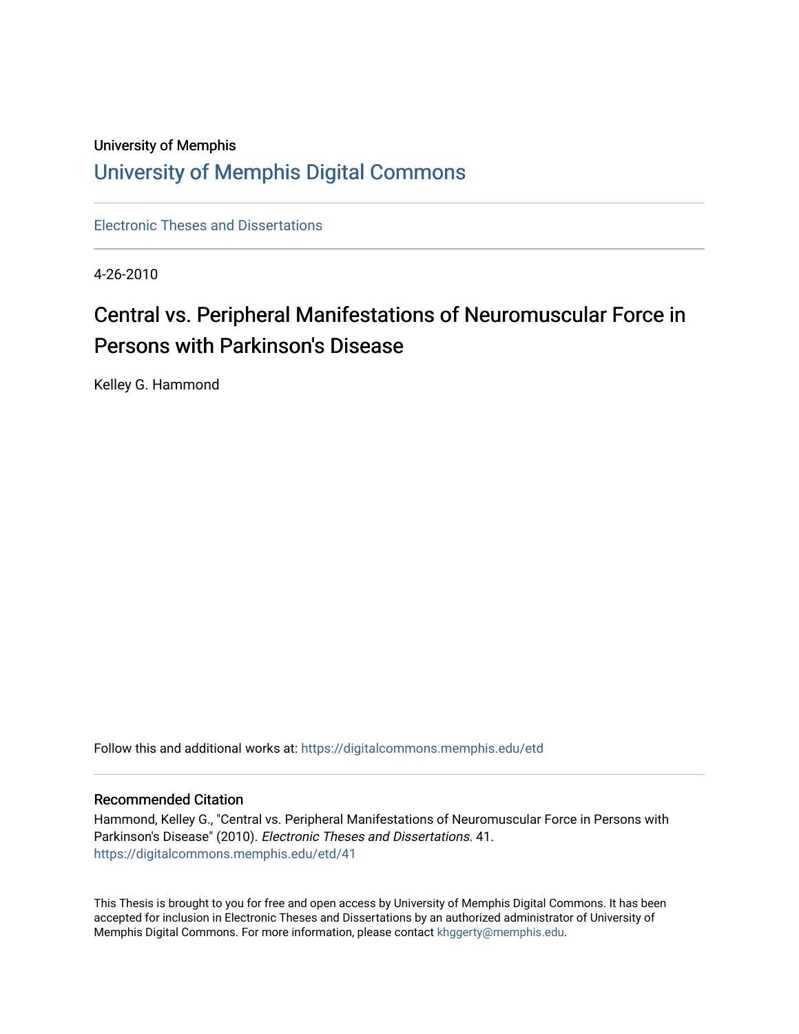University of Memphis

# University of Memphis Digital Commons

Electronic Theses and Dissertations

4-26-2010

## Central vs. Peripheral Manifestations of Neuromuscular Force in Persons with Parkinson's Disease

Kelley G. Hammond

Follow this and additional works at: https://digitalcommons.memphis.edu/etd

### Recommended Citation

Hammond, Kelley G., "Central vs. Peripheral Manifestations of Neuromuscular Force in Persons with Parkinson's Disease" (2010). *Electronic Theses and Dissertations*. 41.
https://digitalcommons.memphis.edu/etd/41

This Thesis is brought to you for free and open access by University of Memphis Digital Commons. It has been accepted for inclusion in Electronic Theses and Dissertations by an authorized administrator of University of Memphis Digital Commons. For more information, please contact khggerty@memphis.edu.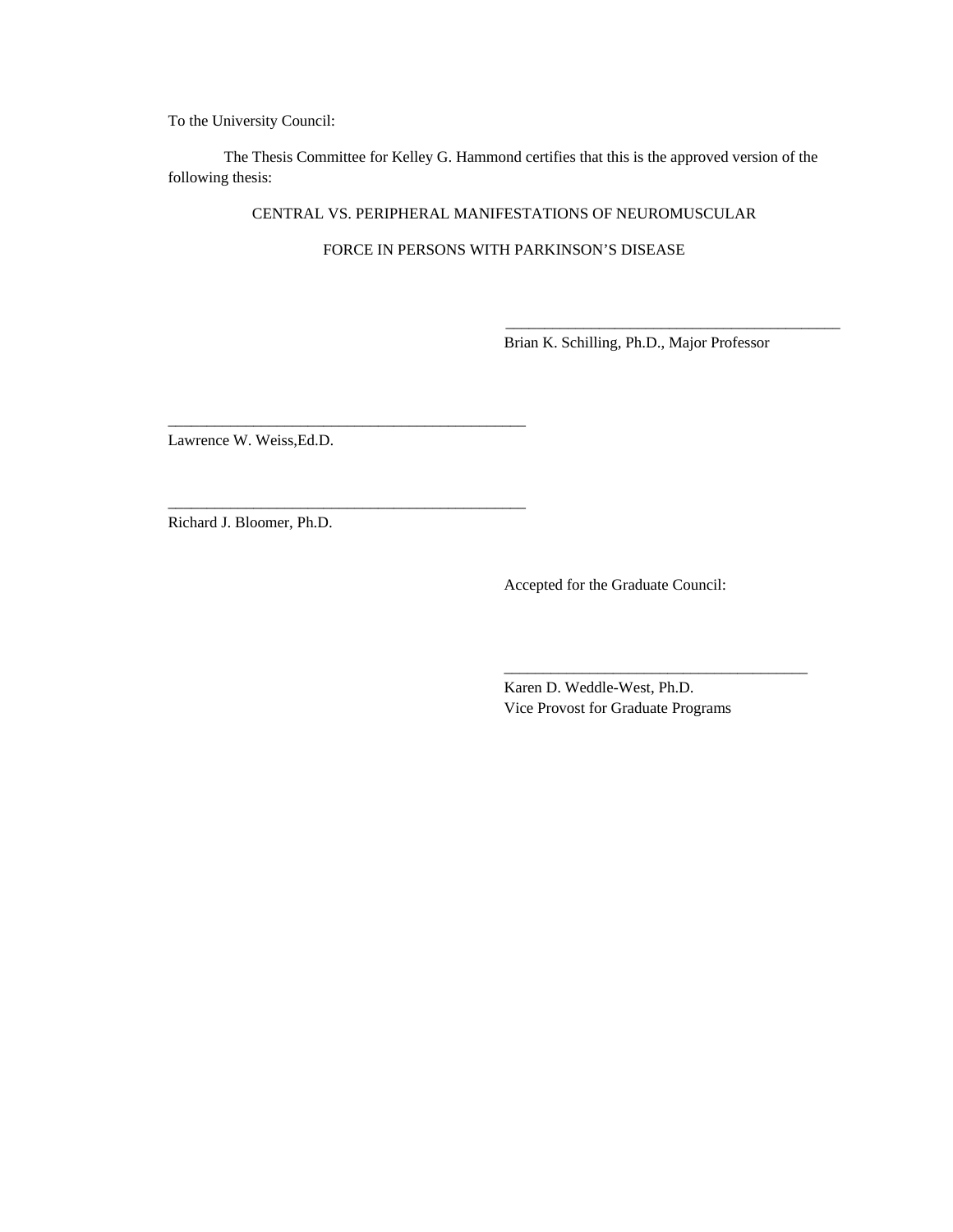To the University Council:

The Thesis Committee for Kelley G. Hammond certifies that this is the approved version of the following thesis:

CENTRAL VS. PERIPHERAL MANIFESTATIONS OF NEUROMUSCULAR

FORCE IN PERSONS WITH PARKINSON'S DISEASE

\_\_\_\_\_\_\_\_\_\_\_\_\_\_\_\_\_\_\_\_\_\_\_\_\_\_\_\_\_\_\_\_\_\_\_\_\_\_\_\_\_\_\_\_
Brian K. Schilling, Ph.D., Major Professor

\_\_\_\_\_\_\_\_\_\_\_\_\_\_\_\_\_\_\_\_\_\_\_\_\_\_\_\_\_\_\_\_\_\_\_\_\_\_\_\_\_\_\_\_
Lawrence W. Weiss,Ed.D.

\_\_\_\_\_\_\_\_\_\_\_\_\_\_\_\_\_\_\_\_\_\_\_\_\_\_\_\_\_\_\_\_\_\_\_\_\_\_\_\_\_\_\_\_
Richard J. Bloomer, Ph.D.

Accepted for the Graduate Council:

\_\_\_\_\_\_\_\_\_\_\_\_\_\_\_\_\_\_\_\_\_\_\_\_\_\_\_\_\_\_\_\_\_\_\_\_\_\_\_\_
Karen D. Weddle-West, Ph.D.
Vice Provost for Graduate Programs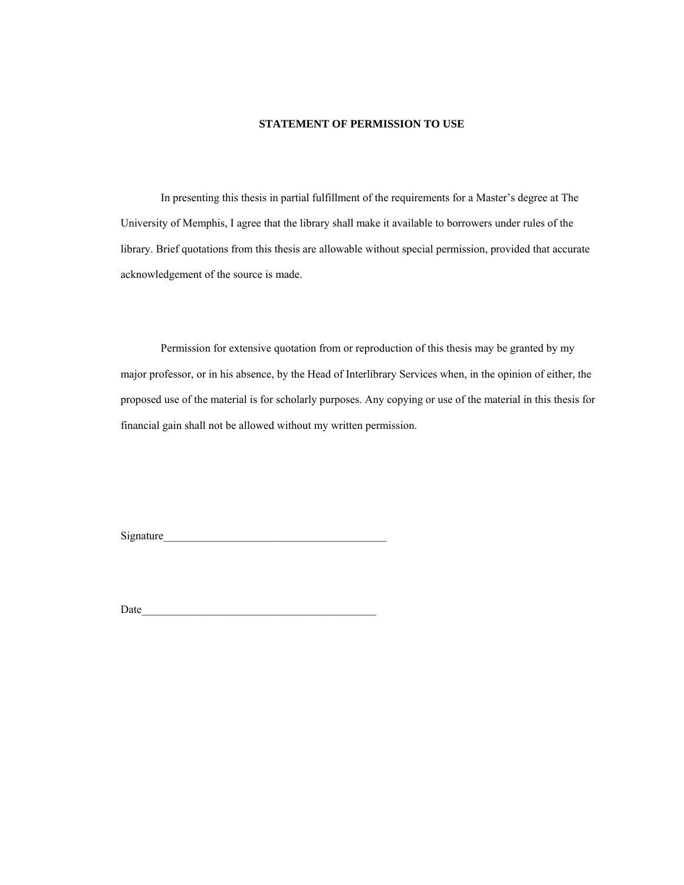## STATEMENT OF PERMISSION TO USE

In presenting this thesis in partial fulfillment of the requirements for a Master's degree at The University of Memphis, I agree that the library shall make it available to borrowers under rules of the library. Brief quotations from this thesis are allowable without special permission, provided that accurate acknowledgement of the source is made.

Permission for extensive quotation from or reproduction of this thesis may be granted by my major professor, or in his absence, by the Head of Interlibrary Services when, in the opinion of either, the proposed use of the material is for scholarly purposes. Any copying or use of the material in this thesis for financial gain shall not be allowed without my written permission.

Signature________________________________________

Date__________________________________________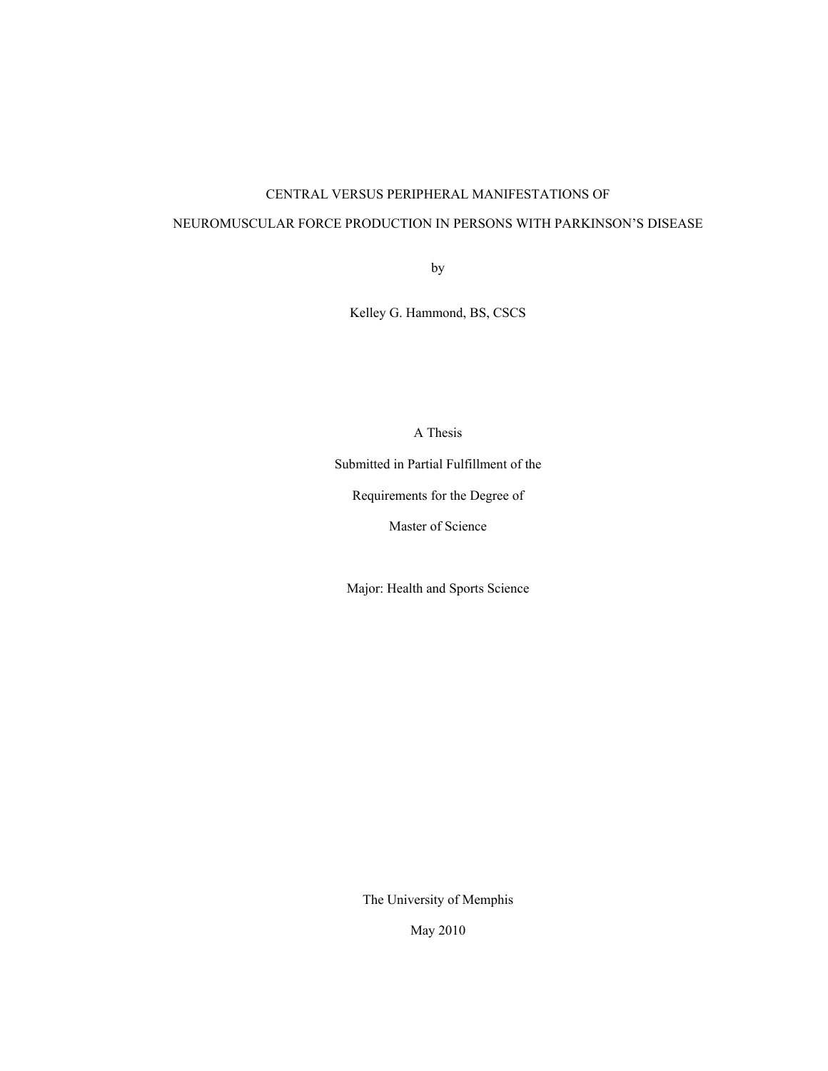# CENTRAL VERSUS PERIPHERAL MANIFESTATIONS OF NEUROMUSCULAR FORCE PRODUCTION IN PERSONS WITH PARKINSON'S DISEASE

by

Kelley G. Hammond, BS, CSCS

A Thesis

Submitted in Partial Fulfillment of the

Requirements for the Degree of

Master of Science

Major: Health and Sports Science

The University of Memphis

May 2010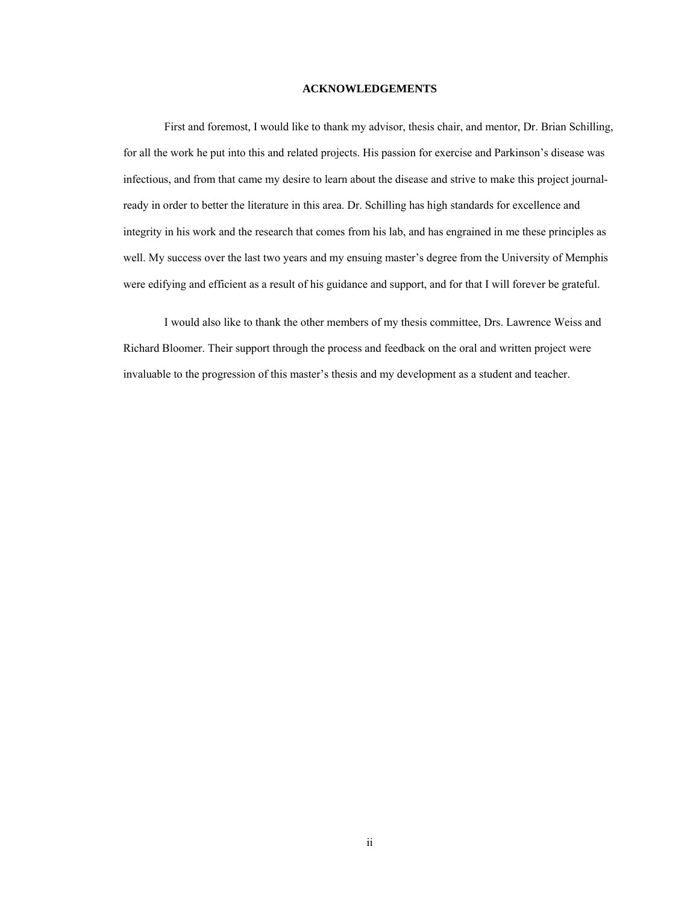# ACKNOWLEDGEMENTS

First and foremost, I would like to thank my advisor, thesis chair, and mentor, Dr. Brian Schilling, for all the work he put into this and related projects. His passion for exercise and Parkinson's disease was infectious, and from that came my desire to learn about the disease and strive to make this project journal-ready in order to better the literature in this area. Dr. Schilling has high standards for excellence and integrity in his work and the research that comes from his lab, and has engrained in me these principles as well. My success over the last two years and my ensuing master's degree from the University of Memphis were edifying and efficient as a result of his guidance and support, and for that I will forever be grateful.

I would also like to thank the other members of my thesis committee, Drs. Lawrence Weiss and Richard Bloomer. Their support through the process and feedback on the oral and written project were invaluable to the progression of this master's thesis and my development as a student and teacher.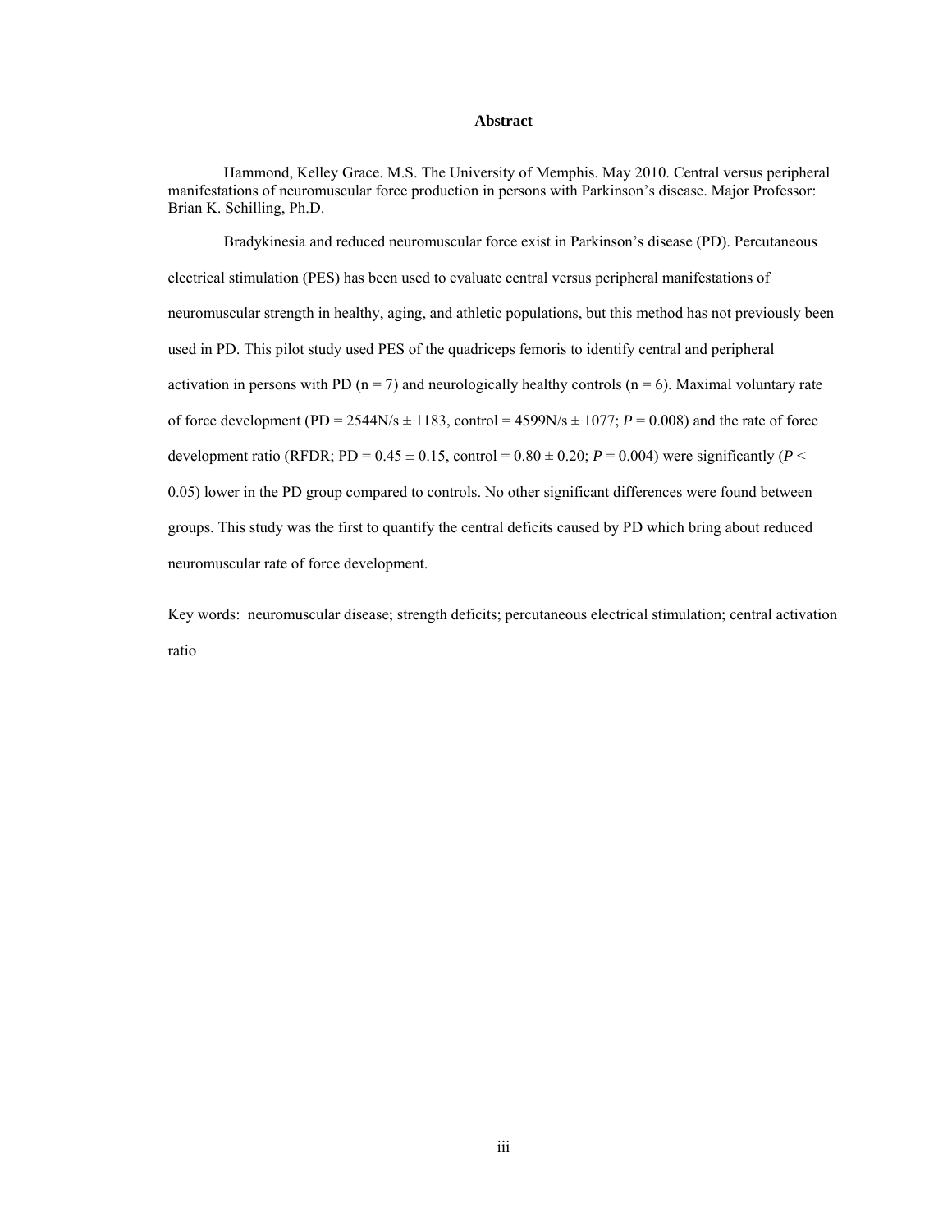# Abstract

Hammond, Kelley Grace. M.S. The University of Memphis. May 2010. Central versus peripheral manifestations of neuromuscular force production in persons with Parkinson's disease. Major Professor: Brian K. Schilling, Ph.D.

Bradykinesia and reduced neuromuscular force exist in Parkinson's disease (PD). Percutaneous electrical stimulation (PES) has been used to evaluate central versus peripheral manifestations of neuromuscular strength in healthy, aging, and athletic populations, but this method has not previously been used in PD. This pilot study used PES of the quadriceps femoris to identify central and peripheral activation in persons with PD ($n = 7$) and neurologically healthy controls ($n = 6$). Maximal voluntary rate of force development (PD = 2544N/s $\pm$ 1183, control = 4599N/s $\pm$ 1077; $P = 0.008$) and the rate of force development ratio (RFDR; PD = 0.45 $\pm$ 0.15, control = 0.80 $\pm$ 0.20; $P = 0.004$) were significantly ($P < 0.05$) lower in the PD group compared to controls. No other significant differences were found between groups. This study was the first to quantify the central deficits caused by PD which bring about reduced neuromuscular rate of force development.

Key words: neuromuscular disease; strength deficits; percutaneous electrical stimulation; central activation ratio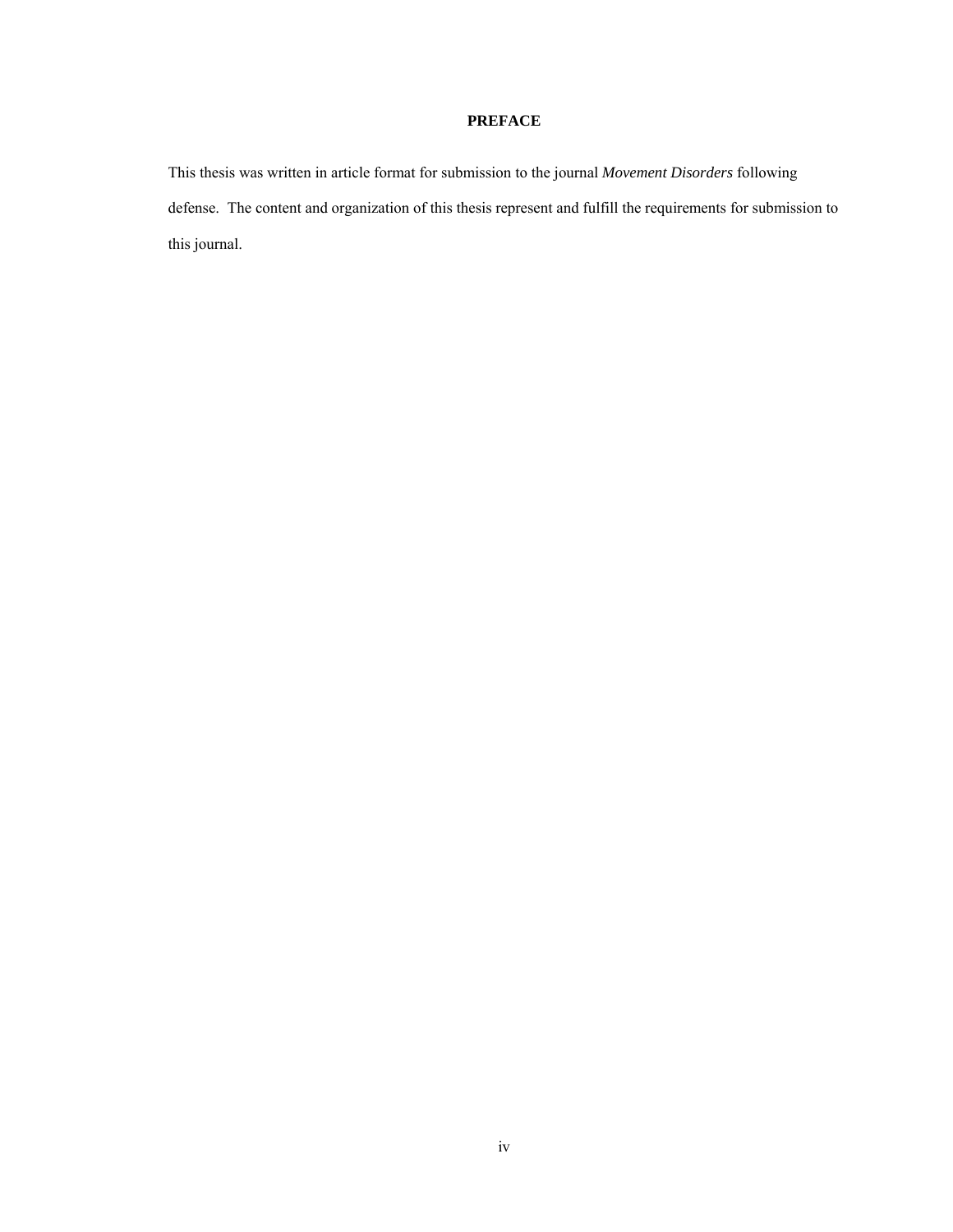# PREFACE

This thesis was written in article format for submission to the journal *Movement Disorders* following defense. The content and organization of this thesis represent and fulfill the requirements for submission to this journal.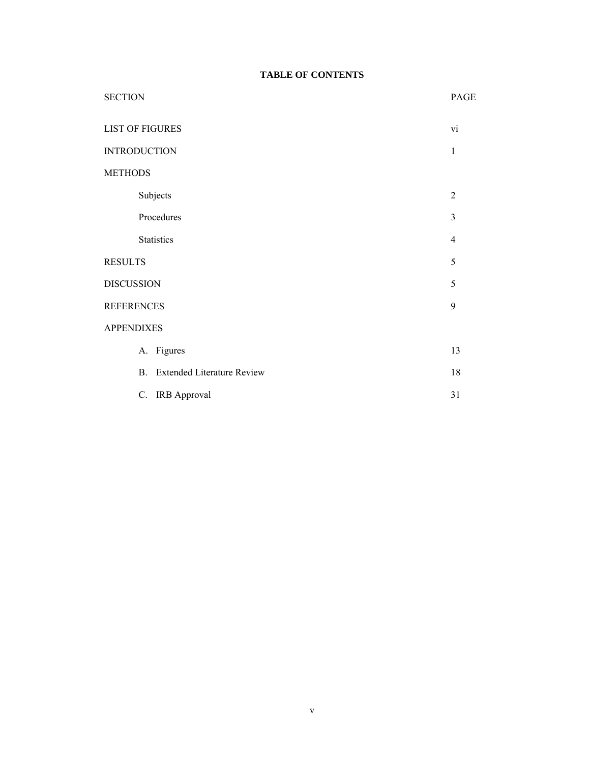# TABLE OF CONTENTS

| SECTION | PAGE |
| --- | --- |
| LIST OF FIGURES | vi |
| INTRODUCTION | 1 |
| METHODS | |
| Subjects | 2 |
| Procedures | 3 |
| Statistics | 4 |
| RESULTS | 5 |
| DISCUSSION | 5 |
| REFERENCES | 9 |
| APPENDIXES | |
| A. Figures | 13 |
| B. Extended Literature Review | 18 |
| C. IRB Approval | 31 |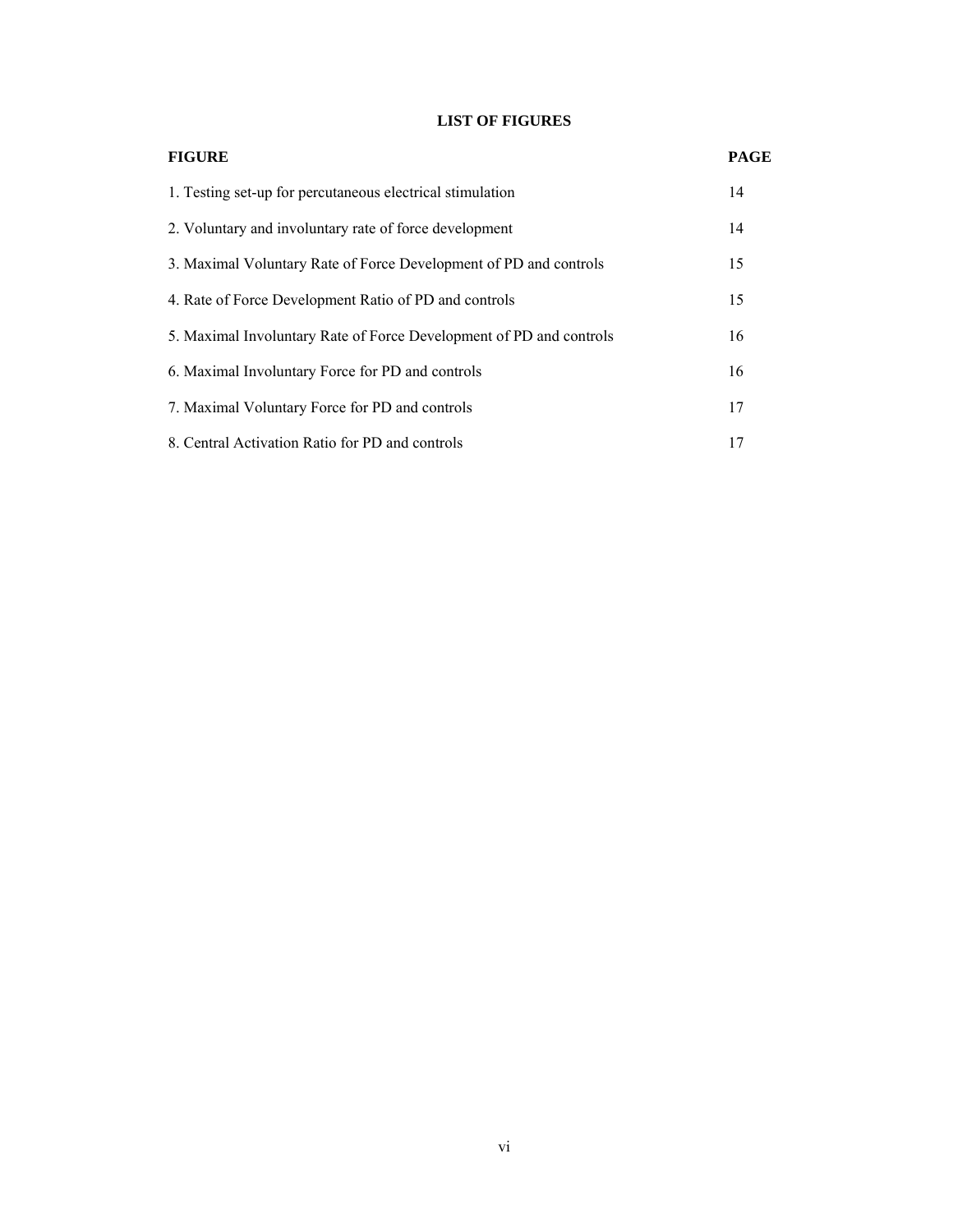## LIST OF FIGURES

| FIGURE | PAGE |
|---|---|
| 1. Testing set-up for percutaneous electrical stimulation | 14 |
| 2. Voluntary and involuntary rate of force development | 14 |
| 3. Maximal Voluntary Rate of Force Development of PD and controls | 15 |
| 4. Rate of Force Development Ratio of PD and controls | 15 |
| 5. Maximal Involuntary Rate of Force Development of PD and controls | 16 |
| 6. Maximal Involuntary Force for PD and controls | 16 |
| 7. Maximal Voluntary Force for PD and controls | 17 |
| 8. Central Activation Ratio for PD and controls | 17 |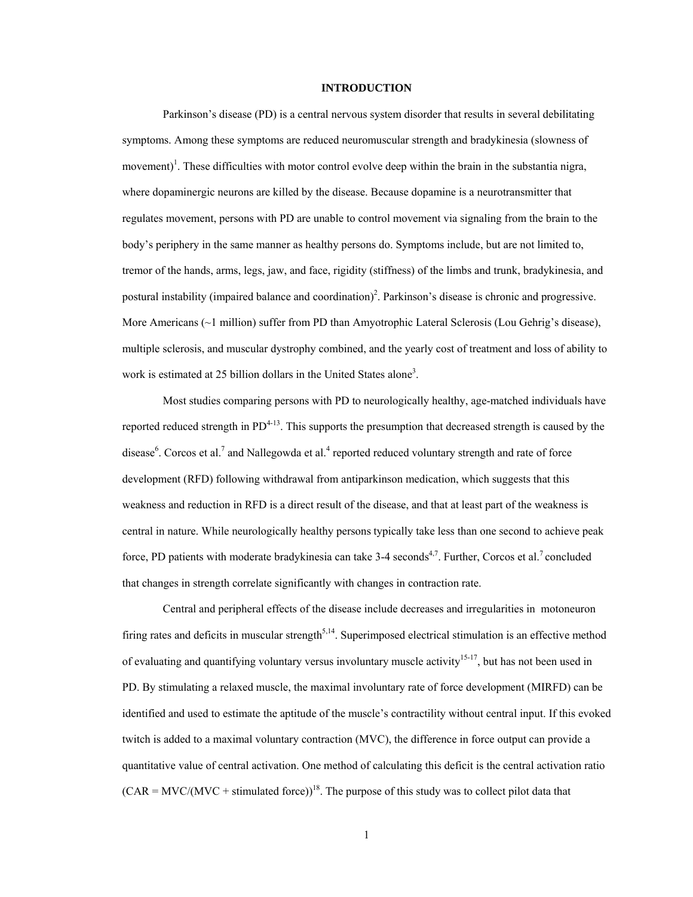# INTRODUCTION

Parkinson's disease (PD) is a central nervous system disorder that results in several debilitating symptoms. Among these symptoms are reduced neuromuscular strength and bradykinesia (slowness of movement)[1]. These difficulties with motor control evolve deep within the brain in the substantia nigra, where dopaminergic neurons are killed by the disease. Because dopamine is a neurotransmitter that regulates movement, persons with PD are unable to control movement via signaling from the brain to the body's periphery in the same manner as healthy persons do. Symptoms include, but are not limited to, tremor of the hands, arms, legs, jaw, and face, rigidity (stiffness) of the limbs and trunk, bradykinesia, and postural instability (impaired balance and coordination)[2]. Parkinson's disease is chronic and progressive. More Americans (~1 million) suffer from PD than Amyotrophic Lateral Sclerosis (Lou Gehrig's disease), multiple sclerosis, and muscular dystrophy combined, and the yearly cost of treatment and loss of ability to work is estimated at 25 billion dollars in the United States alone[3].

Most studies comparing persons with PD to neurologically healthy, age-matched individuals have reported reduced strength in PD[4-13]. This supports the presumption that decreased strength is caused by the disease[6]. Corcos et al.[7] and Nallegowda et al.[4] reported reduced voluntary strength and rate of force development (RFD) following withdrawal from antiparkinson medication, which suggests that this weakness and reduction in RFD is a direct result of the disease, and that at least part of the weakness is central in nature. While neurologically healthy persons typically take less than one second to achieve peak force, PD patients with moderate bradykinesia can take 3-4 seconds[4,7]. Further, Corcos et al.[7] concluded that changes in strength correlate significantly with changes in contraction rate.

Central and peripheral effects of the disease include decreases and irregularities in motoneuron firing rates and deficits in muscular strength[5,14]. Superimposed electrical stimulation is an effective method of evaluating and quantifying voluntary versus involuntary muscle activity[15-17], but has not been used in PD. By stimulating a relaxed muscle, the maximal involuntary rate of force development (MIRFD) can be identified and used to estimate the aptitude of the muscle's contractility without central input. If this evoked twitch is added to a maximal voluntary contraction (MVC), the difference in force output can provide a quantitative value of central activation. One method of calculating this deficit is the central activation ratio (CAR = MVC/(MVC + stimulated force))[18]. The purpose of this study was to collect pilot data that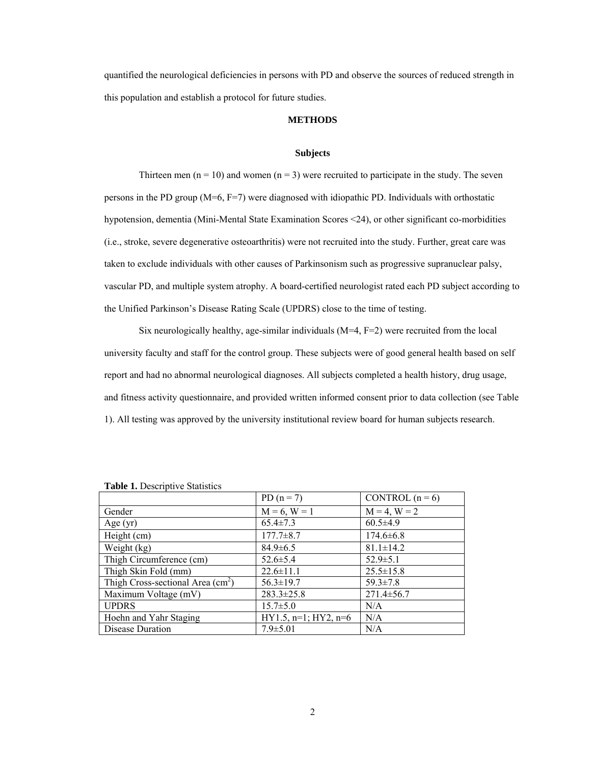quantified the neurological deficiencies in persons with PD and observe the sources of reduced strength in this population and establish a protocol for future studies.

## METHODS

### Subjects

Thirteen men (n = 10) and women (n = 3) were recruited to participate in the study. The seven persons in the PD group (M=6, F=7) were diagnosed with idiopathic PD. Individuals with orthostatic hypotension, dementia (Mini-Mental State Examination Scores <24), or other significant co-morbidities (i.e., stroke, severe degenerative osteoarthritis) were not recruited into the study. Further, great care was taken to exclude individuals with other causes of Parkinsonism such as progressive supranuclear palsy, vascular PD, and multiple system atrophy. A board-certified neurologist rated each PD subject according to the Unified Parkinson's Disease Rating Scale (UPDRS) close to the time of testing.

Six neurologically healthy, age-similar individuals (M=4, F=2) were recruited from the local university faculty and staff for the control group. These subjects were of good general health based on self report and had no abnormal neurological diagnoses. All subjects completed a health history, drug usage, and fitness activity questionnaire, and provided written informed consent prior to data collection (see Table 1). All testing was approved by the university institutional review board for human subjects research.

**Table 1.** Descriptive Statistics

| | PD (n = 7) | CONTROL (n = 6) |
|---|---|---|
| Gender | M = 6, W = 1 | M = 4, W = 2 |
| Age (yr) | 65.4±7.3 | 60.5±4.9 |
| Height (cm) | 177.7±8.7 | 174.6±6.8 |
| Weight (kg) | 84.9±6.5 | 81.1±14.2 |
| Thigh Circumference (cm) | 52.6±5.4 | 52.9±5.1 |
| Thigh Skin Fold (mm) | 22.6±11.1 | 25.5±15.8 |
| Thigh Cross-sectional Area ($cm^2$) | 56.3±19.7 | 59.3±7.8 |
| Maximum Voltage (mV) | 283.3±25.8 | 271.4±56.7 |
| UPDRS | 15.7±5.0 | N/A |
| Hoehn and Yahr Staging | HY1.5, n=1; HY2, n=6 | N/A |
| Disease Duration | 7.9±5.01 | N/A |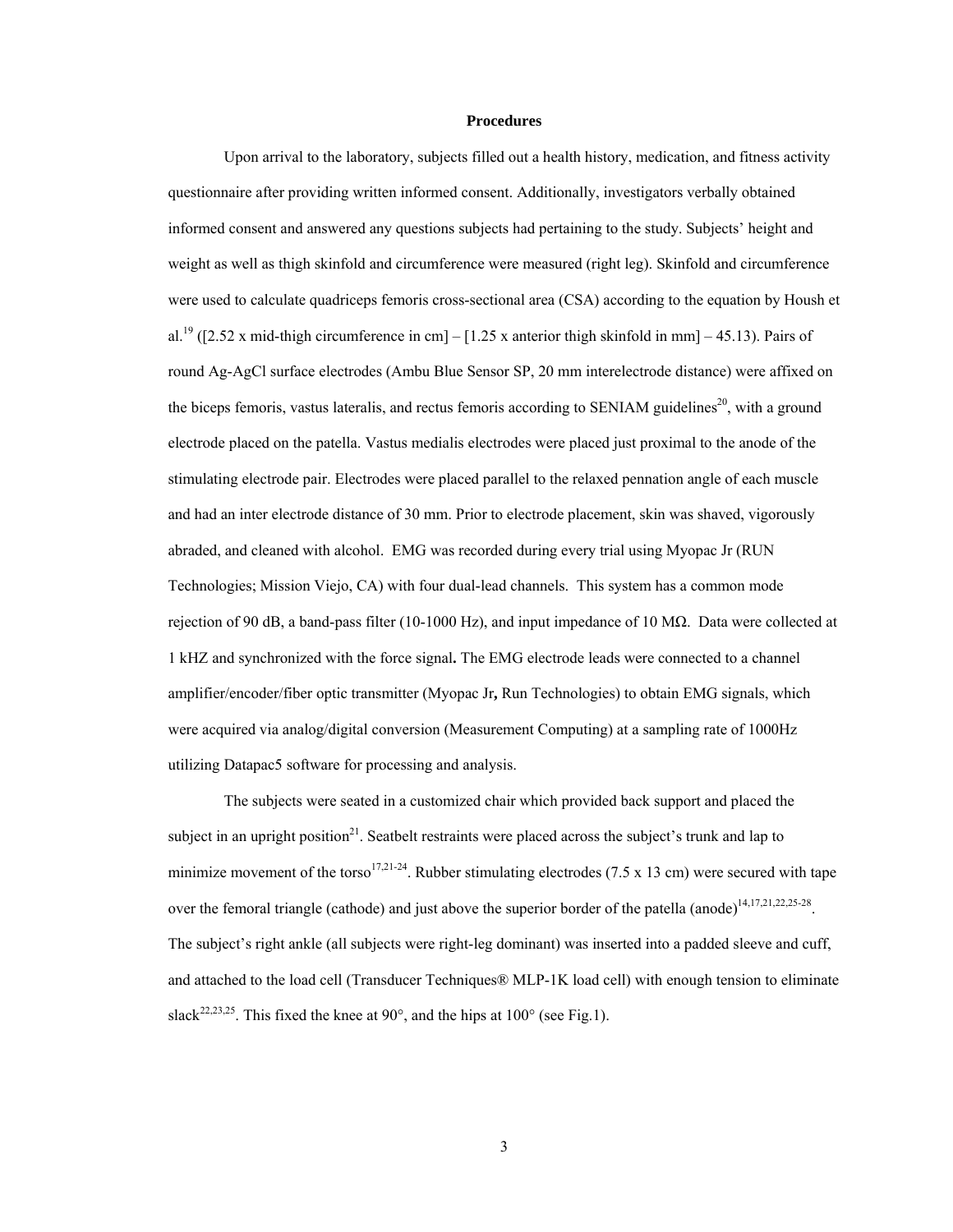### Procedures

Upon arrival to the laboratory, subjects filled out a health history, medication, and fitness activity questionnaire after providing written informed consent. Additionally, investigators verbally obtained informed consent and answered any questions subjects had pertaining to the study. Subjects' height and weight as well as thigh skinfold and circumference were measured (right leg). Skinfold and circumference were used to calculate quadriceps femoris cross-sectional area (CSA) according to the equation by Housh et al.[19] ([2.52 x mid-thigh circumference in cm] – [1.25 x anterior thigh skinfold in mm] – 45.13). Pairs of round Ag-AgCl surface electrodes (Ambu Blue Sensor SP, 20 mm interelectrode distance) were affixed on the biceps femoris, vastus lateralis, and rectus femoris according to SENIAM guidelines[20], with a ground electrode placed on the patella. Vastus medialis electrodes were placed just proximal to the anode of the stimulating electrode pair. Electrodes were placed parallel to the relaxed pennation angle of each muscle and had an inter electrode distance of 30 mm. Prior to electrode placement, skin was shaved, vigorously abraded, and cleaned with alcohol. EMG was recorded during every trial using Myopac Jr (RUN Technologies; Mission Viejo, CA) with four dual-lead channels. This system has a common mode rejection of 90 dB, a band-pass filter (10-1000 Hz), and input impedance of 10 MΩ. Data were collected at 1 kHZ and synchronized with the force signal**.** The EMG electrode leads were connected to a channel amplifier/encoder/fiber optic transmitter (Myopac Jr**,** Run Technologies) to obtain EMG signals, which were acquired via analog/digital conversion (Measurement Computing) at a sampling rate of 1000Hz utilizing Datapac5 software for processing and analysis.

The subjects were seated in a customized chair which provided back support and placed the subject in an upright position[21]. Seatbelt restraints were placed across the subject's trunk and lap to minimize movement of the torso[17,21-24]. Rubber stimulating electrodes (7.5 x 13 cm) were secured with tape over the femoral triangle (cathode) and just above the superior border of the patella (anode)[14,17,21,22,25-28]. The subject's right ankle (all subjects were right-leg dominant) was inserted into a padded sleeve and cuff, and attached to the load cell (Transducer Techniques® MLP-1K load cell) with enough tension to eliminate slack[22,23,25]. This fixed the knee at 90°, and the hips at 100° (see Fig.1).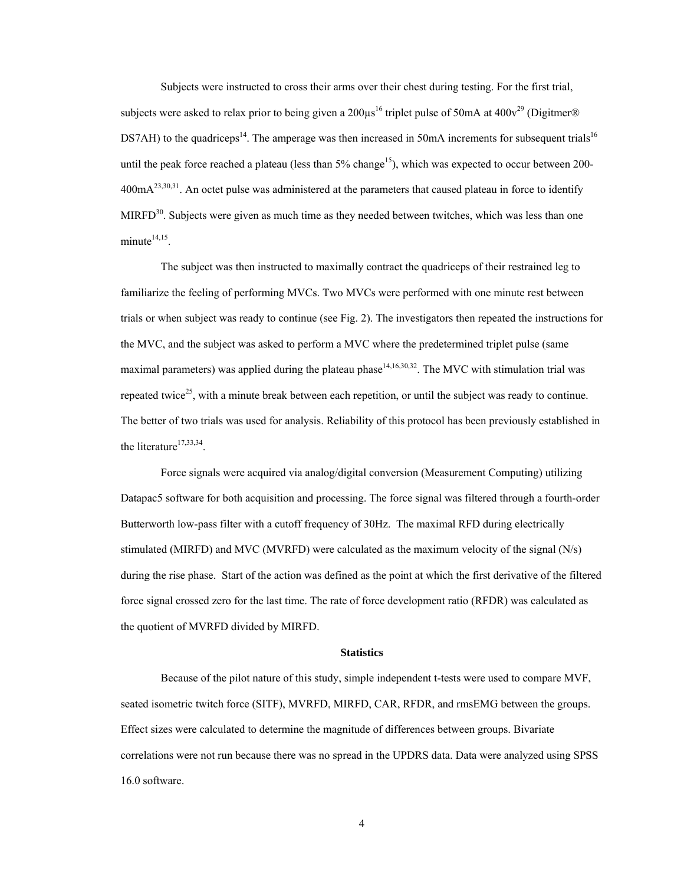Subjects were instructed to cross their arms over their chest during testing. For the first trial, subjects were asked to relax prior to being given a 200µs[16] triplet pulse of 50mA at 400v[29] (Digitmer® DS7AH) to the quadriceps[14]. The amperage was then increased in 50mA increments for subsequent trials[16] until the peak force reached a plateau (less than 5% change[15]), which was expected to occur between 200-400mA[23,30,31]. An octet pulse was administered at the parameters that caused plateau in force to identify MIRFD[30]. Subjects were given as much time as they needed between twitches, which was less than one minute[14,15].

The subject was then instructed to maximally contract the quadriceps of their restrained leg to familiarize the feeling of performing MVCs. Two MVCs were performed with one minute rest between trials or when subject was ready to continue (see Fig. 2). The investigators then repeated the instructions for the MVC, and the subject was asked to perform a MVC where the predetermined triplet pulse (same maximal parameters) was applied during the plateau phase[14,16,30,32]. The MVC with stimulation trial was repeated twice[25], with a minute break between each repetition, or until the subject was ready to continue. The better of two trials was used for analysis. Reliability of this protocol has been previously established in the literature[17,33,34].

Force signals were acquired via analog/digital conversion (Measurement Computing) utilizing Datapac5 software for both acquisition and processing. The force signal was filtered through a fourth-order Butterworth low-pass filter with a cutoff frequency of 30Hz. The maximal RFD during electrically stimulated (MIRFD) and MVC (MVRFD) were calculated as the maximum velocity of the signal (N/s) during the rise phase. Start of the action was defined as the point at which the first derivative of the filtered force signal crossed zero for the last time. The rate of force development ratio (RFDR) was calculated as the quotient of MVRFD divided by MIRFD.

### Statistics

Because of the pilot nature of this study, simple independent t-tests were used to compare MVF, seated isometric twitch force (SITF), MVRFD, MIRFD, CAR, RFDR, and rmsEMG between the groups. Effect sizes were calculated to determine the magnitude of differences between groups. Bivariate correlations were not run because there was no spread in the UPDRS data. Data were analyzed using SPSS 16.0 software.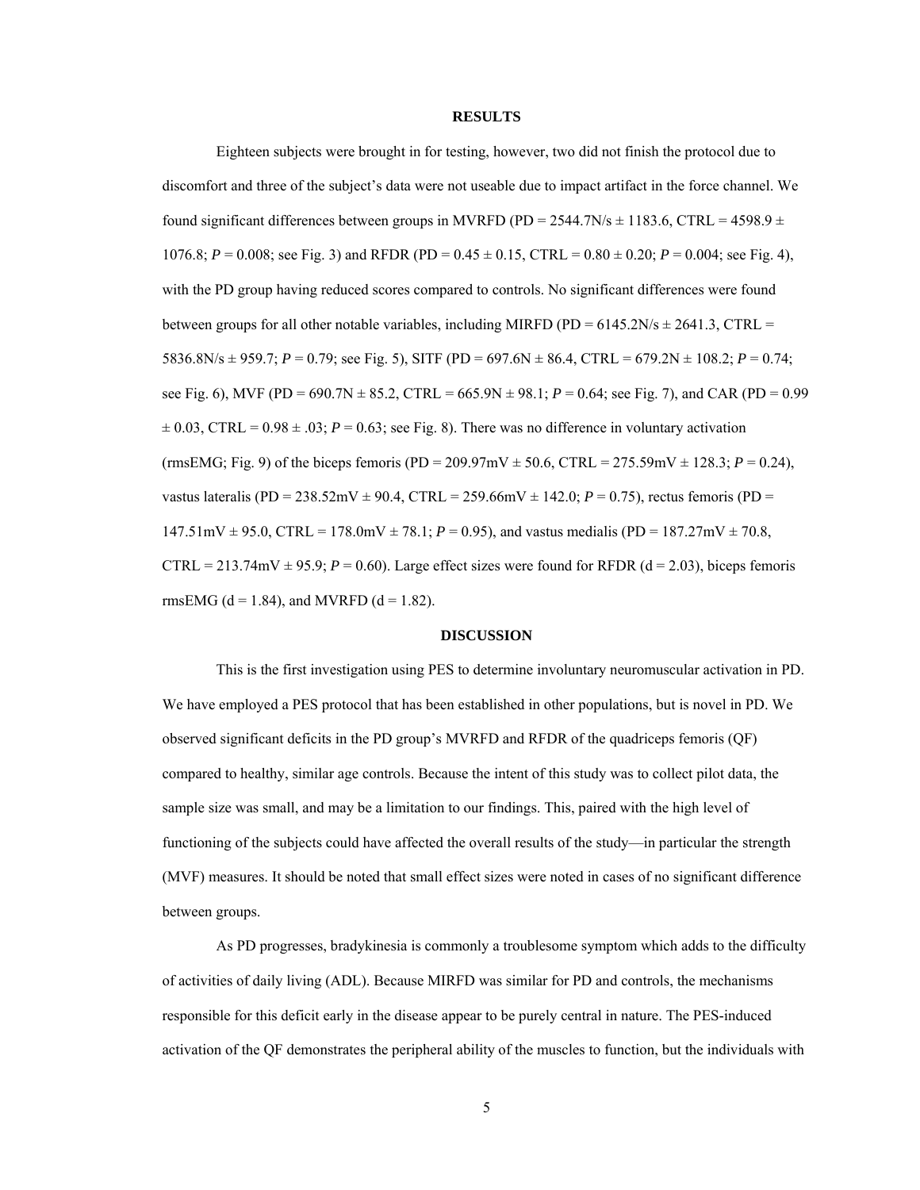## RESULTS

Eighteen subjects were brought in for testing, however, two did not finish the protocol due to discomfort and three of the subject's data were not useable due to impact artifact in the force channel. We found significant differences between groups in MVRFD (PD = 2544.7N/s ± 1183.6, CTRL = 4598.9 ± 1076.8; *P* = 0.008; see Fig. 3) and RFDR (PD = 0.45 ± 0.15, CTRL = 0.80 ± 0.20; *P* = 0.004; see Fig. 4), with the PD group having reduced scores compared to controls. No significant differences were found between groups for all other notable variables, including MIRFD (PD = 6145.2N/s ± 2641.3, CTRL = 5836.8N/s ± 959.7; *P* = 0.79; see Fig. 5), SITF (PD = 697.6N ± 86.4, CTRL = 679.2N ± 108.2; *P* = 0.74; see Fig. 6), MVF (PD = 690.7N ± 85.2, CTRL = 665.9N ± 98.1; *P* = 0.64; see Fig. 7), and CAR (PD = 0.99 ± 0.03, CTRL = 0.98 ± .03; *P* = 0.63; see Fig. 8). There was no difference in voluntary activation (rmsEMG; Fig. 9) of the biceps femoris (PD = 209.97mV ± 50.6, CTRL = 275.59mV ± 128.3; *P* = 0.24), vastus lateralis (PD = 238.52mV ± 90.4, CTRL = 259.66mV ± 142.0; *P* = 0.75), rectus femoris (PD = 147.51mV ± 95.0, CTRL = 178.0mV ± 78.1; *P* = 0.95), and vastus medialis (PD = 187.27mV ± 70.8, CTRL = 213.74mV ± 95.9; *P* = 0.60). Large effect sizes were found for RFDR (d = 2.03), biceps femoris rmsEMG (d = 1.84), and MVRFD (d = 1.82).

## DISCUSSION

This is the first investigation using PES to determine involuntary neuromuscular activation in PD. We have employed a PES protocol that has been established in other populations, but is novel in PD. We observed significant deficits in the PD group's MVRFD and RFDR of the quadriceps femoris (QF) compared to healthy, similar age controls. Because the intent of this study was to collect pilot data, the sample size was small, and may be a limitation to our findings. This, paired with the high level of functioning of the subjects could have affected the overall results of the study—in particular the strength (MVF) measures. It should be noted that small effect sizes were noted in cases of no significant difference between groups.

As PD progresses, bradykinesia is commonly a troublesome symptom which adds to the difficulty of activities of daily living (ADL). Because MIRFD was similar for PD and controls, the mechanisms responsible for this deficit early in the disease appear to be purely central in nature. The PES-induced activation of the QF demonstrates the peripheral ability of the muscles to function, but the individuals with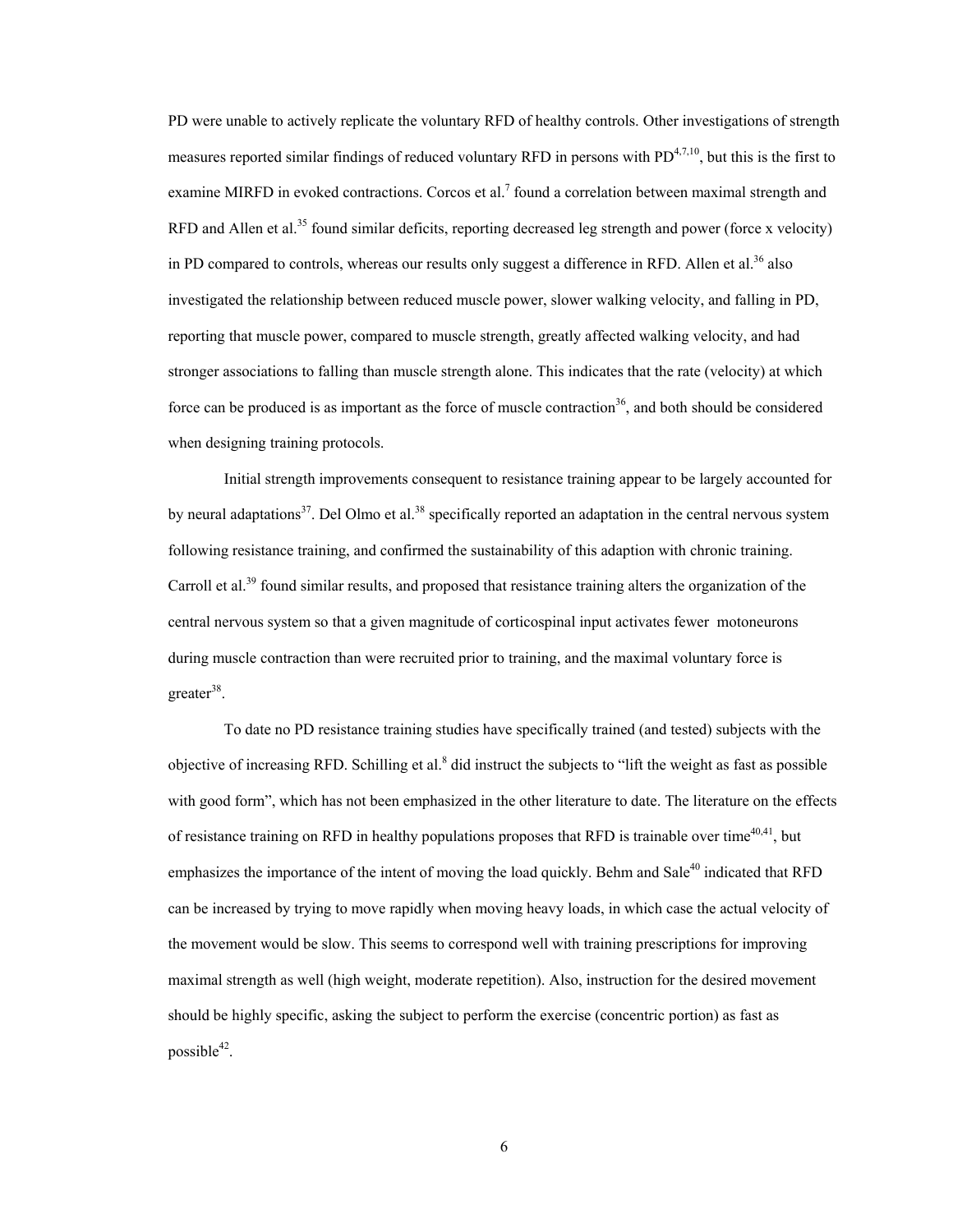PD were unable to actively replicate the voluntary RFD of healthy controls. Other investigations of strength measures reported similar findings of reduced voluntary RFD in persons with PD[4,7,10], but this is the first to examine MIRFD in evoked contractions. Corcos et al.[7] found a correlation between maximal strength and RFD and Allen et al.[35] found similar deficits, reporting decreased leg strength and power (force x velocity) in PD compared to controls, whereas our results only suggest a difference in RFD. Allen et al.[36] also investigated the relationship between reduced muscle power, slower walking velocity, and falling in PD, reporting that muscle power, compared to muscle strength, greatly affected walking velocity, and had stronger associations to falling than muscle strength alone. This indicates that the rate (velocity) at which force can be produced is as important as the force of muscle contraction[36], and both should be considered when designing training protocols.

Initial strength improvements consequent to resistance training appear to be largely accounted for by neural adaptations[37]. Del Olmo et al.[38] specifically reported an adaptation in the central nervous system following resistance training, and confirmed the sustainability of this adaption with chronic training. Carroll et al.[39] found similar results, and proposed that resistance training alters the organization of the central nervous system so that a given magnitude of corticospinal input activates fewer motoneurons during muscle contraction than were recruited prior to training, and the maximal voluntary force is greater[38].

To date no PD resistance training studies have specifically trained (and tested) subjects with the objective of increasing RFD. Schilling et al.[8] did instruct the subjects to "lift the weight as fast as possible with good form", which has not been emphasized in the other literature to date. The literature on the effects of resistance training on RFD in healthy populations proposes that RFD is trainable over time[40,41], but emphasizes the importance of the intent of moving the load quickly. Behm and Sale[40] indicated that RFD can be increased by trying to move rapidly when moving heavy loads, in which case the actual velocity of the movement would be slow. This seems to correspond well with training prescriptions for improving maximal strength as well (high weight, moderate repetition). Also, instruction for the desired movement should be highly specific, asking the subject to perform the exercise (concentric portion) as fast as possible[42].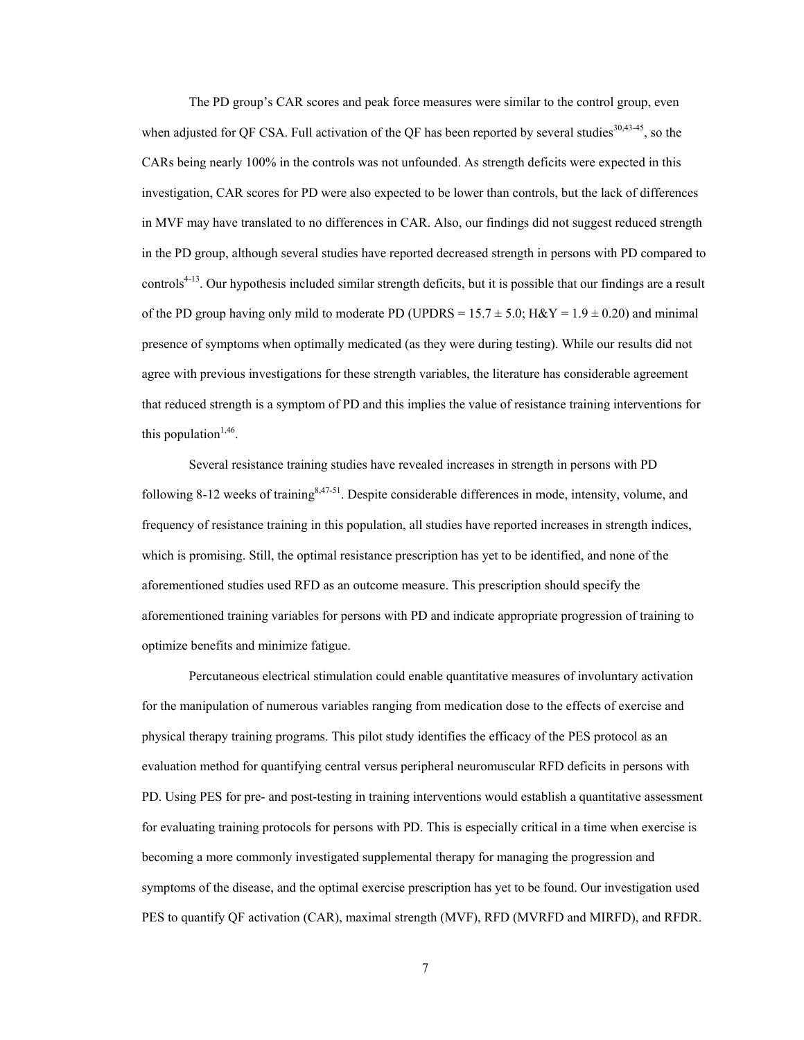The PD group's CAR scores and peak force measures were similar to the control group, even when adjusted for QF CSA. Full activation of the QF has been reported by several studies[30,43-45], so the CARs being nearly 100% in the controls was not unfounded. As strength deficits were expected in this investigation, CAR scores for PD were also expected to be lower than controls, but the lack of differences in MVF may have translated to no differences in CAR. Also, our findings did not suggest reduced strength in the PD group, although several studies have reported decreased strength in persons with PD compared to controls[4-13]. Our hypothesis included similar strength deficits, but it is possible that our findings are a result of the PD group having only mild to moderate PD (UPDRS = $15.7 \pm 5.0$; H&Y = $1.9 \pm 0.20$) and minimal presence of symptoms when optimally medicated (as they were during testing). While our results did not agree with previous investigations for these strength variables, the literature has considerable agreement that reduced strength is a symptom of PD and this implies the value of resistance training interventions for this population[1,46].

Several resistance training studies have revealed increases in strength in persons with PD following 8-12 weeks of training[8,47-51]. Despite considerable differences in mode, intensity, volume, and frequency of resistance training in this population, all studies have reported increases in strength indices, which is promising. Still, the optimal resistance prescription has yet to be identified, and none of the aforementioned studies used RFD as an outcome measure. This prescription should specify the aforementioned training variables for persons with PD and indicate appropriate progression of training to optimize benefits and minimize fatigue.

Percutaneous electrical stimulation could enable quantitative measures of involuntary activation for the manipulation of numerous variables ranging from medication dose to the effects of exercise and physical therapy training programs. This pilot study identifies the efficacy of the PES protocol as an evaluation method for quantifying central versus peripheral neuromuscular RFD deficits in persons with PD. Using PES for pre- and post-testing in training interventions would establish a quantitative assessment for evaluating training protocols for persons with PD. This is especially critical in a time when exercise is becoming a more commonly investigated supplemental therapy for managing the progression and symptoms of the disease, and the optimal exercise prescription has yet to be found. Our investigation used PES to quantify QF activation (CAR), maximal strength (MVF), RFD (MVRFD and MIRFD), and RFDR.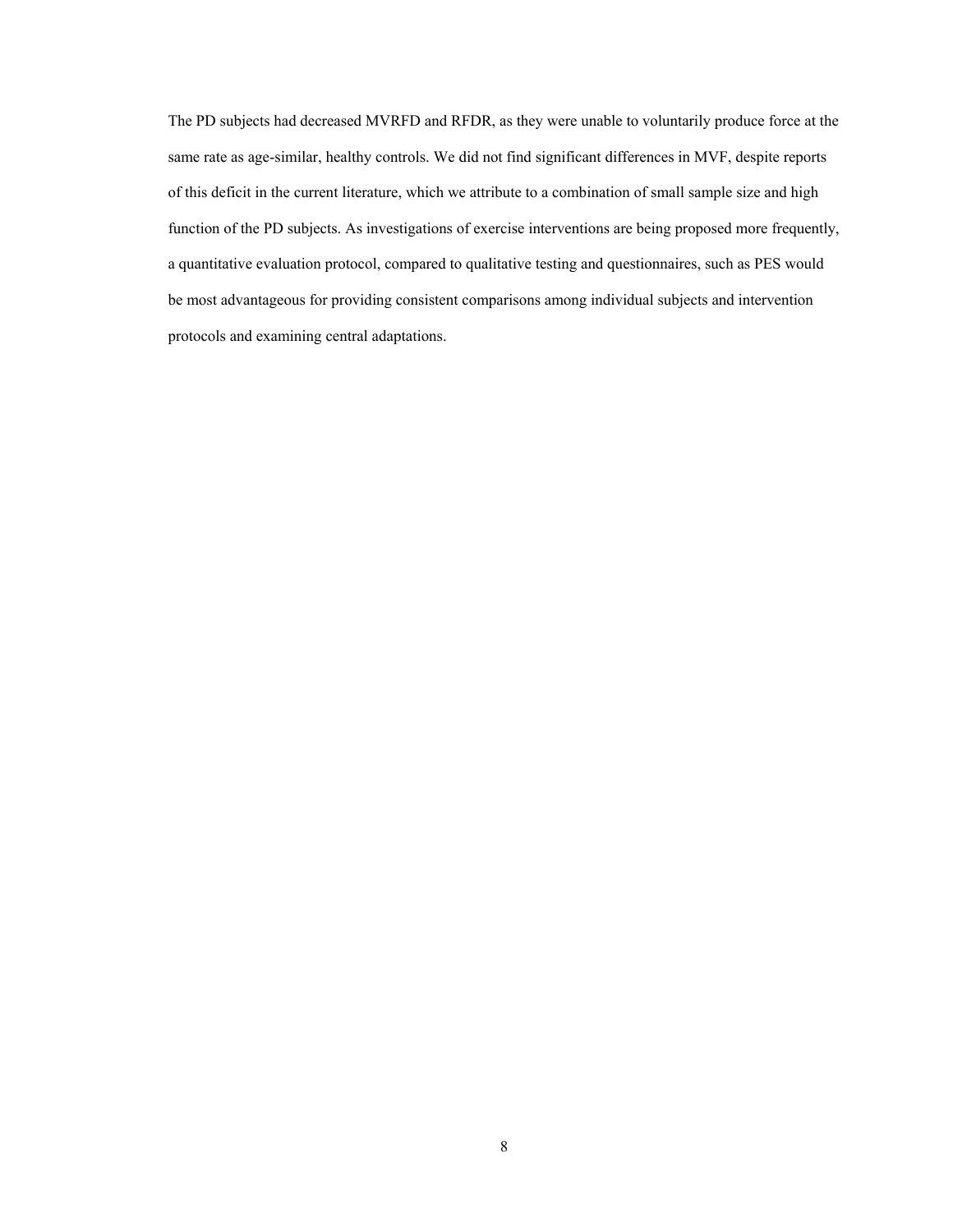The PD subjects had decreased MVRFD and RFDR, as they were unable to voluntarily produce force at the same rate as age-similar, healthy controls. We did not find significant differences in MVF, despite reports of this deficit in the current literature, which we attribute to a combination of small sample size and high function of the PD subjects. As investigations of exercise interventions are being proposed more frequently, a quantitative evaluation protocol, compared to qualitative testing and questionnaires, such as PES would be most advantageous for providing consistent comparisons among individual subjects and intervention protocols and examining central adaptations.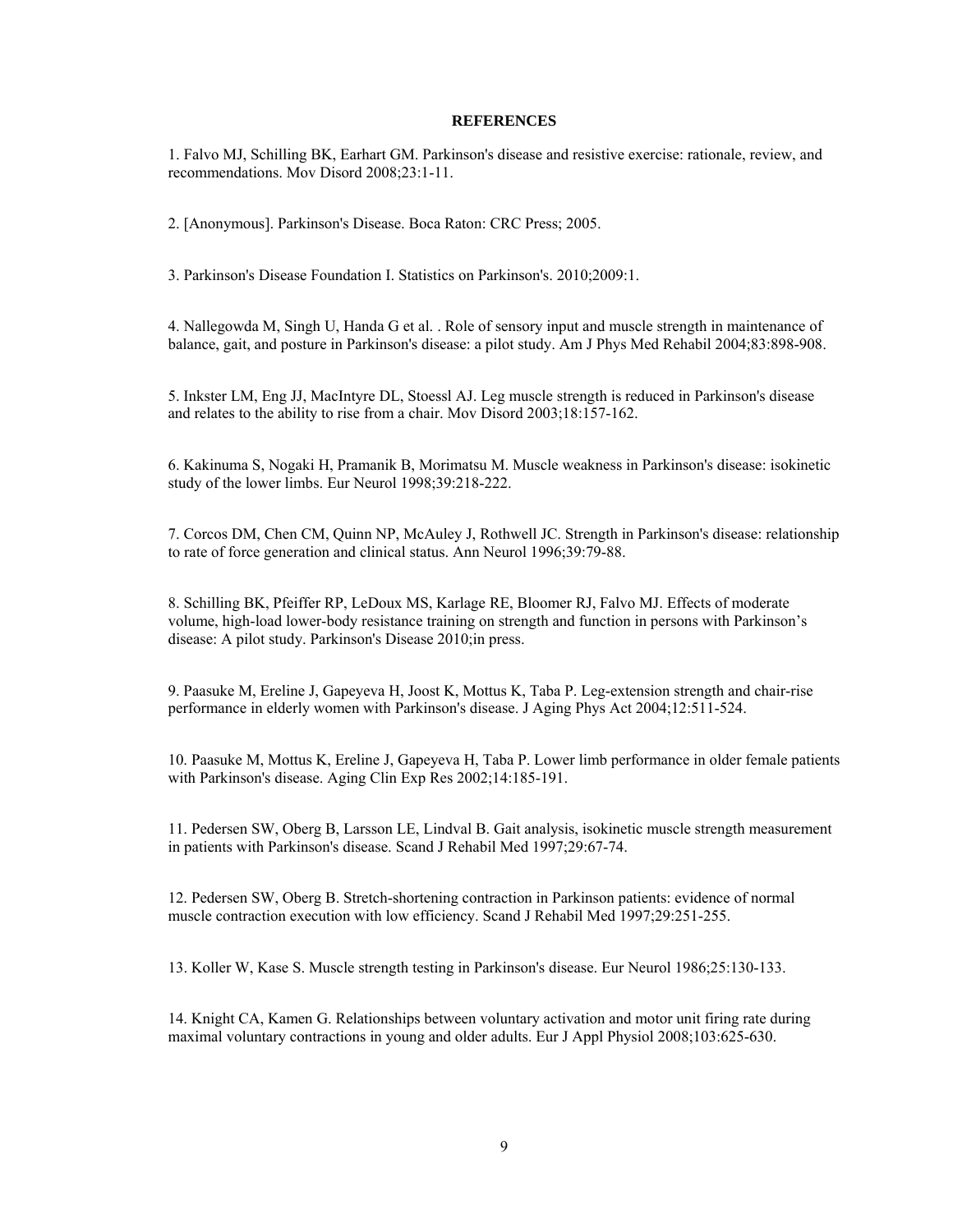## REFERENCES

1. Falvo MJ, Schilling BK, Earhart GM. Parkinson's disease and resistive exercise: rationale, review, and recommendations. Mov Disord 2008;23:1-11.

2. [Anonymous]. Parkinson's Disease. Boca Raton: CRC Press; 2005.

3. Parkinson's Disease Foundation I. Statistics on Parkinson's. 2010;2009:1.

4. Nallegowda M, Singh U, Handa G et al. . Role of sensory input and muscle strength in maintenance of balance, gait, and posture in Parkinson's disease: a pilot study. Am J Phys Med Rehabil 2004;83:898-908.

5. Inkster LM, Eng JJ, MacIntyre DL, Stoessl AJ. Leg muscle strength is reduced in Parkinson's disease and relates to the ability to rise from a chair. Mov Disord 2003;18:157-162.

6. Kakinuma S, Nogaki H, Pramanik B, Morimatsu M. Muscle weakness in Parkinson's disease: isokinetic study of the lower limbs. Eur Neurol 1998;39:218-222.

7. Corcos DM, Chen CM, Quinn NP, McAuley J, Rothwell JC. Strength in Parkinson's disease: relationship to rate of force generation and clinical status. Ann Neurol 1996;39:79-88.

8. Schilling BK, Pfeiffer RP, LeDoux MS, Karlage RE, Bloomer RJ, Falvo MJ. Effects of moderate volume, high-load lower-body resistance training on strength and function in persons with Parkinson's disease: A pilot study. Parkinson's Disease 2010;in press.

9. Paasuke M, Ereline J, Gapeyeva H, Joost K, Mottus K, Taba P. Leg-extension strength and chair-rise performance in elderly women with Parkinson's disease. J Aging Phys Act 2004;12:511-524.

10. Paasuke M, Mottus K, Ereline J, Gapeyeva H, Taba P. Lower limb performance in older female patients with Parkinson's disease. Aging Clin Exp Res 2002;14:185-191.

11. Pedersen SW, Oberg B, Larsson LE, Lindval B. Gait analysis, isokinetic muscle strength measurement in patients with Parkinson's disease. Scand J Rehabil Med 1997;29:67-74.

12. Pedersen SW, Oberg B. Stretch-shortening contraction in Parkinson patients: evidence of normal muscle contraction execution with low efficiency. Scand J Rehabil Med 1997;29:251-255.

13. Koller W, Kase S. Muscle strength testing in Parkinson's disease. Eur Neurol 1986;25:130-133.

14. Knight CA, Kamen G. Relationships between voluntary activation and motor unit firing rate during maximal voluntary contractions in young and older adults. Eur J Appl Physiol 2008;103:625-630.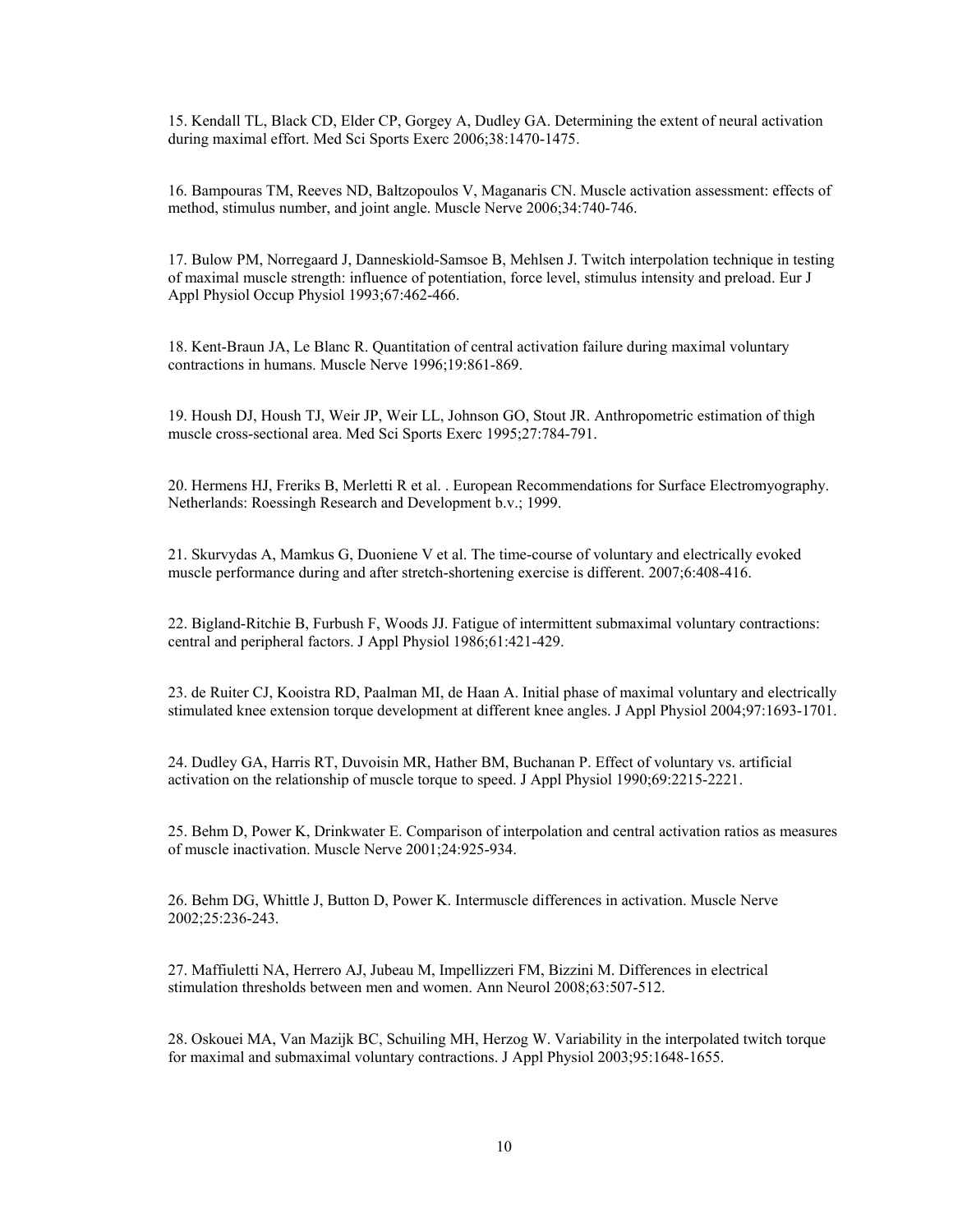15. Kendall TL, Black CD, Elder CP, Gorgey A, Dudley GA. Determining the extent of neural activation during maximal effort. Med Sci Sports Exerc 2006;38:1470-1475.

16. Bampouras TM, Reeves ND, Baltzopoulos V, Maganaris CN. Muscle activation assessment: effects of method, stimulus number, and joint angle. Muscle Nerve 2006;34:740-746.

17. Bulow PM, Norregaard J, Danneskiold-Samsoe B, Mehlsen J. Twitch interpolation technique in testing of maximal muscle strength: influence of potentiation, force level, stimulus intensity and preload. Eur J Appl Physiol Occup Physiol 1993;67:462-466.

18. Kent-Braun JA, Le Blanc R. Quantitation of central activation failure during maximal voluntary contractions in humans. Muscle Nerve 1996;19:861-869.

19. Housh DJ, Housh TJ, Weir JP, Weir LL, Johnson GO, Stout JR. Anthropometric estimation of thigh muscle cross-sectional area. Med Sci Sports Exerc 1995;27:784-791.

20. Hermens HJ, Freriks B, Merletti R et al. . European Recommendations for Surface Electromyography. Netherlands: Roessingh Research and Development b.v.; 1999.

21. Skurvydas A, Mamkus G, Duoniene V et al. The time-course of voluntary and electrically evoked muscle performance during and after stretch-shortening exercise is different. 2007;6:408-416.

22. Bigland-Ritchie B, Furbush F, Woods JJ. Fatigue of intermittent submaximal voluntary contractions: central and peripheral factors. J Appl Physiol 1986;61:421-429.

23. de Ruiter CJ, Kooistra RD, Paalman MI, de Haan A. Initial phase of maximal voluntary and electrically stimulated knee extension torque development at different knee angles. J Appl Physiol 2004;97:1693-1701.

24. Dudley GA, Harris RT, Duvoisin MR, Hather BM, Buchanan P. Effect of voluntary vs. artificial activation on the relationship of muscle torque to speed. J Appl Physiol 1990;69:2215-2221.

25. Behm D, Power K, Drinkwater E. Comparison of interpolation and central activation ratios as measures of muscle inactivation. Muscle Nerve 2001;24:925-934.

26. Behm DG, Whittle J, Button D, Power K. Intermuscle differences in activation. Muscle Nerve 2002;25:236-243.

27. Maffiuletti NA, Herrero AJ, Jubeau M, Impellizzeri FM, Bizzini M. Differences in electrical stimulation thresholds between men and women. Ann Neurol 2008;63:507-512.

28. Oskouei MA, Van Mazijk BC, Schuiling MH, Herzog W. Variability in the interpolated twitch torque for maximal and submaximal voluntary contractions. J Appl Physiol 2003;95:1648-1655.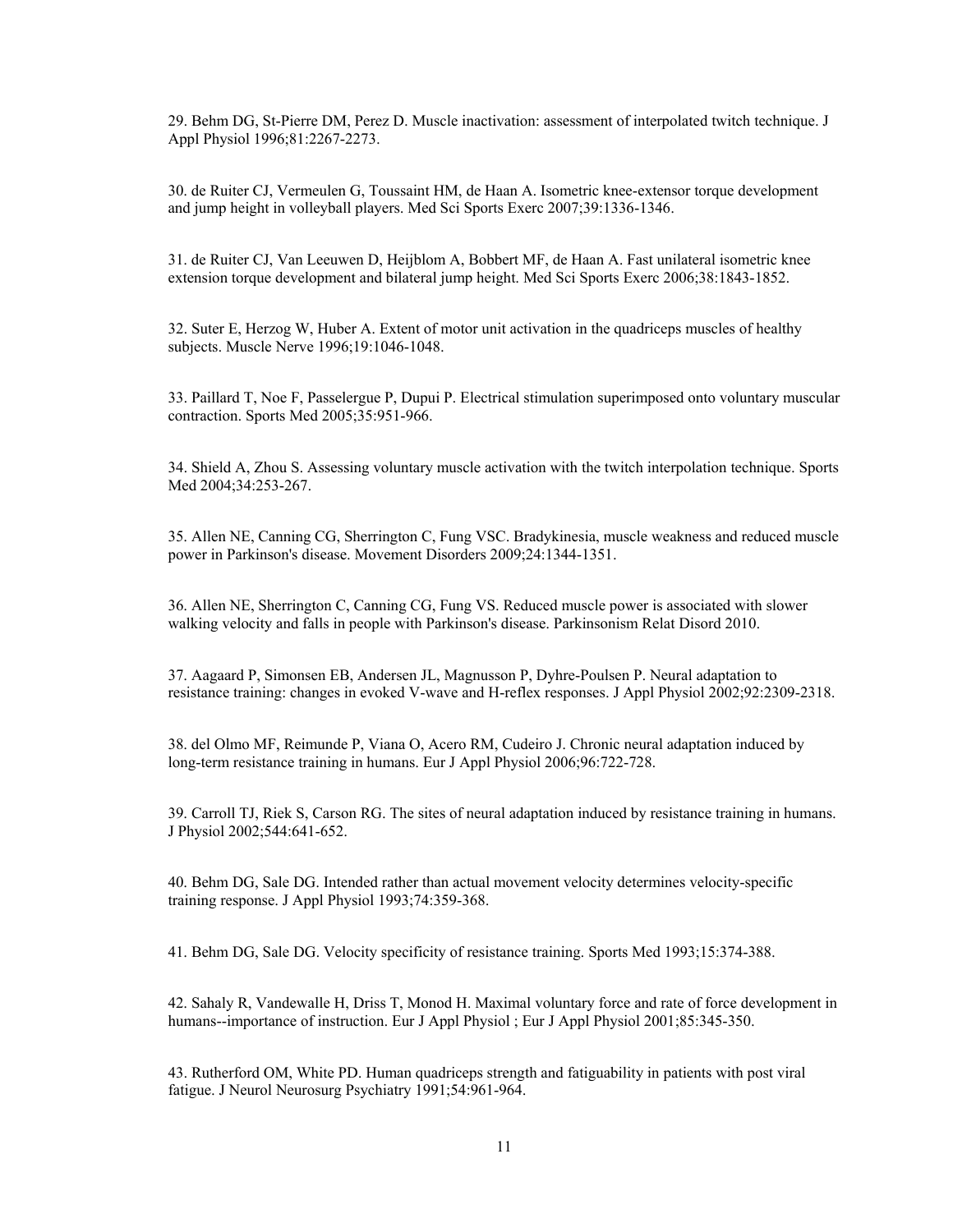29. Behm DG, St-Pierre DM, Perez D. Muscle inactivation: assessment of interpolated twitch technique. J Appl Physiol 1996;81:2267-2273.

30. de Ruiter CJ, Vermeulen G, Toussaint HM, de Haan A. Isometric knee-extensor torque development and jump height in volleyball players. Med Sci Sports Exerc 2007;39:1336-1346.

31. de Ruiter CJ, Van Leeuwen D, Heijblom A, Bobbert MF, de Haan A. Fast unilateral isometric knee extension torque development and bilateral jump height. Med Sci Sports Exerc 2006;38:1843-1852.

32. Suter E, Herzog W, Huber A. Extent of motor unit activation in the quadriceps muscles of healthy subjects. Muscle Nerve 1996;19:1046-1048.

33. Paillard T, Noe F, Passelergue P, Dupui P. Electrical stimulation superimposed onto voluntary muscular contraction. Sports Med 2005;35:951-966.

34. Shield A, Zhou S. Assessing voluntary muscle activation with the twitch interpolation technique. Sports Med 2004;34:253-267.

35. Allen NE, Canning CG, Sherrington C, Fung VSC. Bradykinesia, muscle weakness and reduced muscle power in Parkinson's disease. Movement Disorders 2009;24:1344-1351.

36. Allen NE, Sherrington C, Canning CG, Fung VS. Reduced muscle power is associated with slower walking velocity and falls in people with Parkinson's disease. Parkinsonism Relat Disord 2010.

37. Aagaard P, Simonsen EB, Andersen JL, Magnusson P, Dyhre-Poulsen P. Neural adaptation to resistance training: changes in evoked V-wave and H-reflex responses. J Appl Physiol 2002;92:2309-2318.

38. del Olmo MF, Reimunde P, Viana O, Acero RM, Cudeiro J. Chronic neural adaptation induced by long-term resistance training in humans. Eur J Appl Physiol 2006;96:722-728.

39. Carroll TJ, Riek S, Carson RG. The sites of neural adaptation induced by resistance training in humans. J Physiol 2002;544:641-652.

40. Behm DG, Sale DG. Intended rather than actual movement velocity determines velocity-specific training response. J Appl Physiol 1993;74:359-368.

41. Behm DG, Sale DG. Velocity specificity of resistance training. Sports Med 1993;15:374-388.

42. Sahaly R, Vandewalle H, Driss T, Monod H. Maximal voluntary force and rate of force development in humans--importance of instruction. Eur J Appl Physiol ; Eur J Appl Physiol 2001;85:345-350.

43. Rutherford OM, White PD. Human quadriceps strength and fatiguability in patients with post viral fatigue. J Neurol Neurosurg Psychiatry 1991;54:961-964.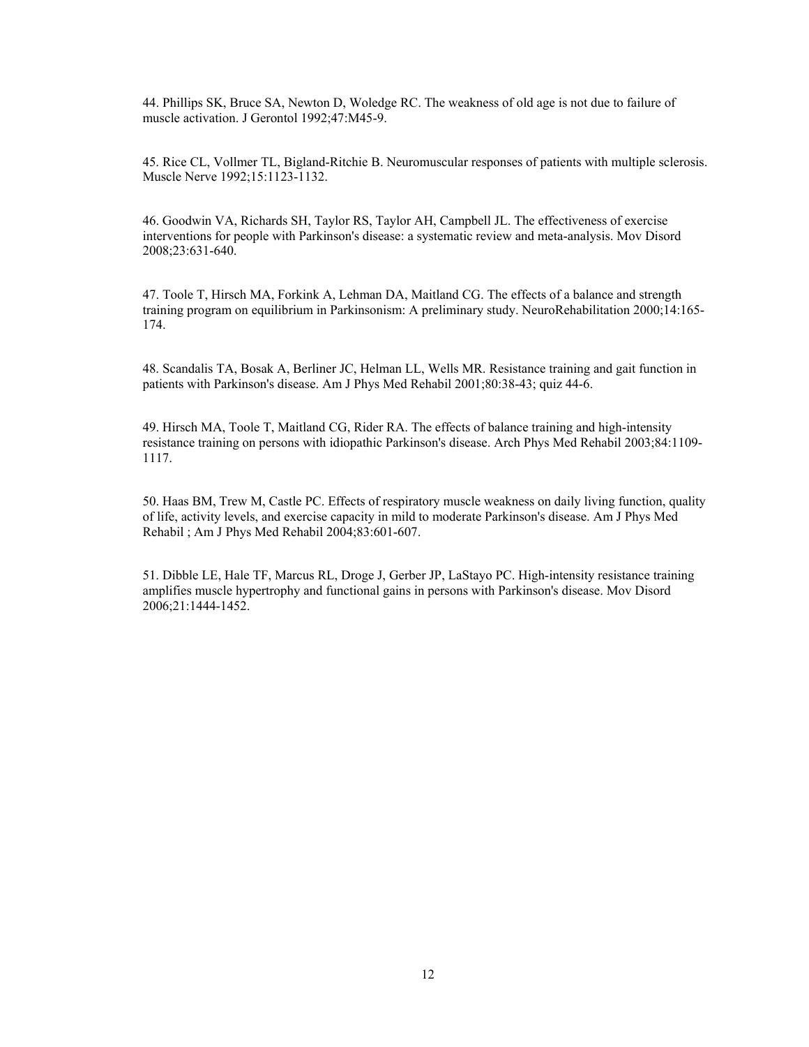44. Phillips SK, Bruce SA, Newton D, Woledge RC. The weakness of old age is not due to failure of muscle activation. J Gerontol 1992;47:M45-9.

45. Rice CL, Vollmer TL, Bigland-Ritchie B. Neuromuscular responses of patients with multiple sclerosis. Muscle Nerve 1992;15:1123-1132.

46. Goodwin VA, Richards SH, Taylor RS, Taylor AH, Campbell JL. The effectiveness of exercise interventions for people with Parkinson's disease: a systematic review and meta-analysis. Mov Disord 2008;23:631-640.

47. Toole T, Hirsch MA, Forkink A, Lehman DA, Maitland CG. The effects of a balance and strength training program on equilibrium in Parkinsonism: A preliminary study. NeuroRehabilitation 2000;14:165-174.

48. Scandalis TA, Bosak A, Berliner JC, Helman LL, Wells MR. Resistance training and gait function in patients with Parkinson's disease. Am J Phys Med Rehabil 2001;80:38-43; quiz 44-6.

49. Hirsch MA, Toole T, Maitland CG, Rider RA. The effects of balance training and high-intensity resistance training on persons with idiopathic Parkinson's disease. Arch Phys Med Rehabil 2003;84:1109-1117.

50. Haas BM, Trew M, Castle PC. Effects of respiratory muscle weakness on daily living function, quality of life, activity levels, and exercise capacity in mild to moderate Parkinson's disease. Am J Phys Med Rehabil ; Am J Phys Med Rehabil 2004;83:601-607.

51. Dibble LE, Hale TF, Marcus RL, Droge J, Gerber JP, LaStayo PC. High-intensity resistance training amplifies muscle hypertrophy and functional gains in persons with Parkinson's disease. Mov Disord 2006;21:1444-1452.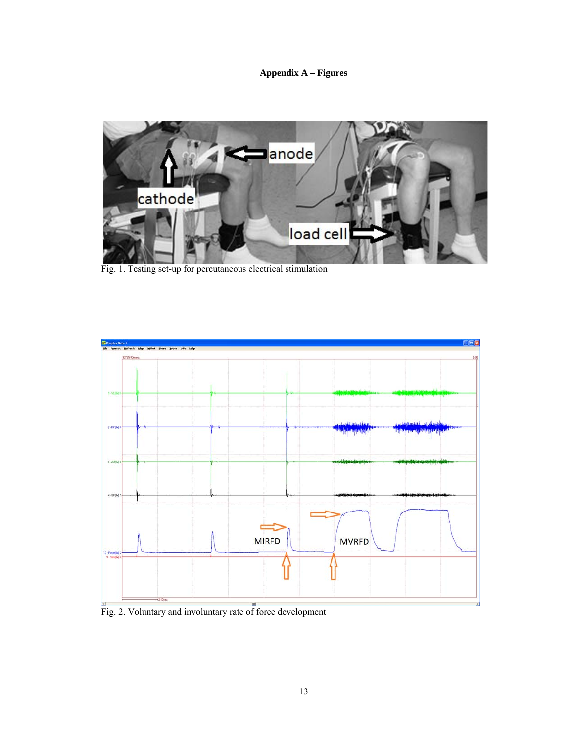**Appendix A – Figures**

Fig. 1. Testing set-up for percutaneous electrical stimulation

Fig. 2. Voluntary and involuntary rate of force development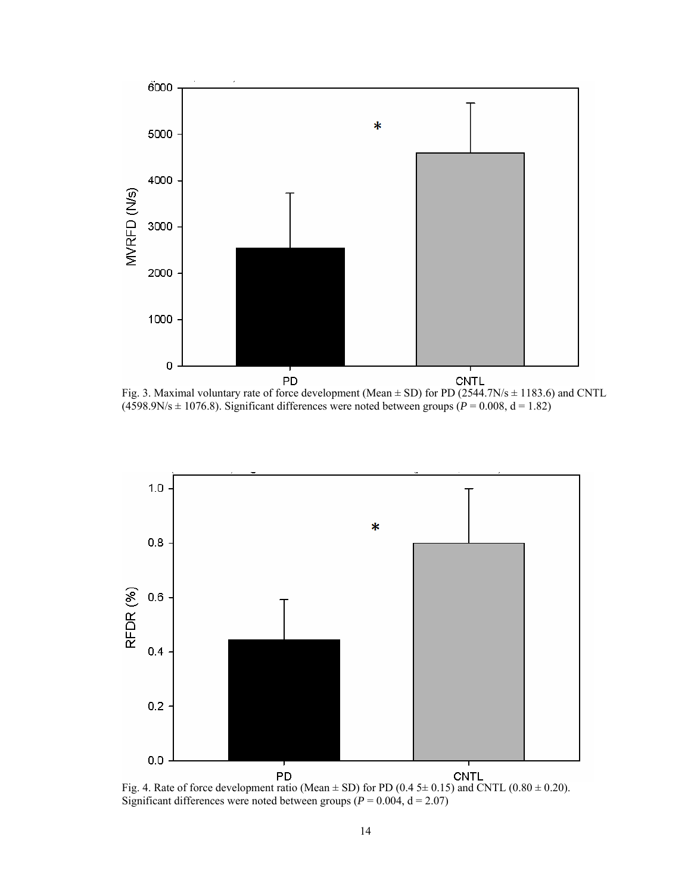Fig. 3. Maximal voluntary rate of force development (Mean ± SD) for PD (2544.7N/s ± 1183.6) and CNTL (4598.9N/s ± 1076.8). Significant differences were noted between groups ($P = 0.008$, d = 1.82)

Fig. 4. Rate of force development ratio (Mean ± SD) for PD (0.4 5± 0.15) and CNTL (0.80 ± 0.20). Significant differences were noted between groups ($P = 0.004$, d = 2.07)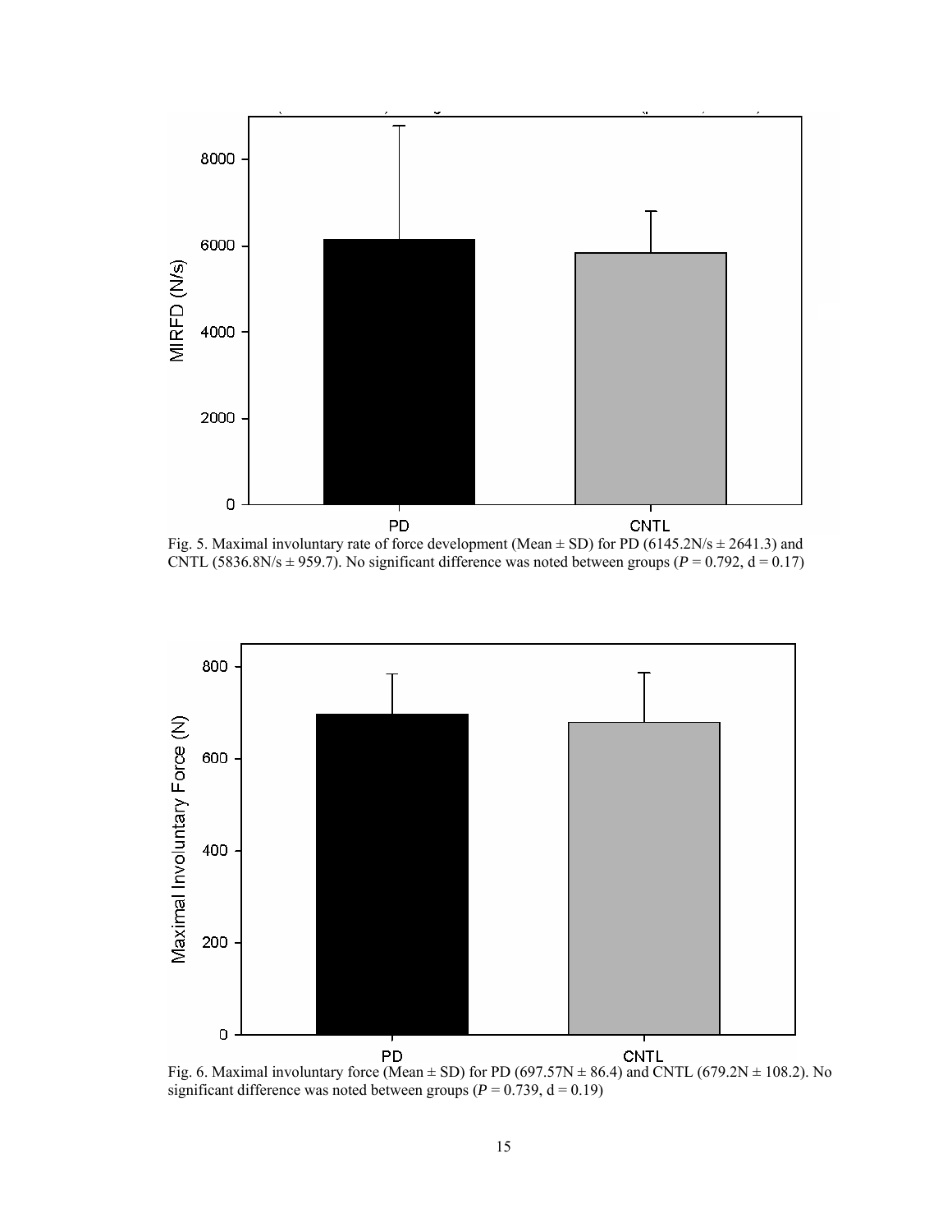Fig. 5. Maximal involuntary rate of force development (Mean ± SD) for PD (6145.2N/s ± 2641.3) and CNTL (5836.8N/s ± 959.7). No significant difference was noted between groups ($P$ = 0.792, d = 0.17)

Fig. 6. Maximal involuntary force (Mean ± SD) for PD (697.57N ± 86.4) and CNTL (679.2N ± 108.2). No significant difference was noted between groups ($P$ = 0.739, d = 0.19)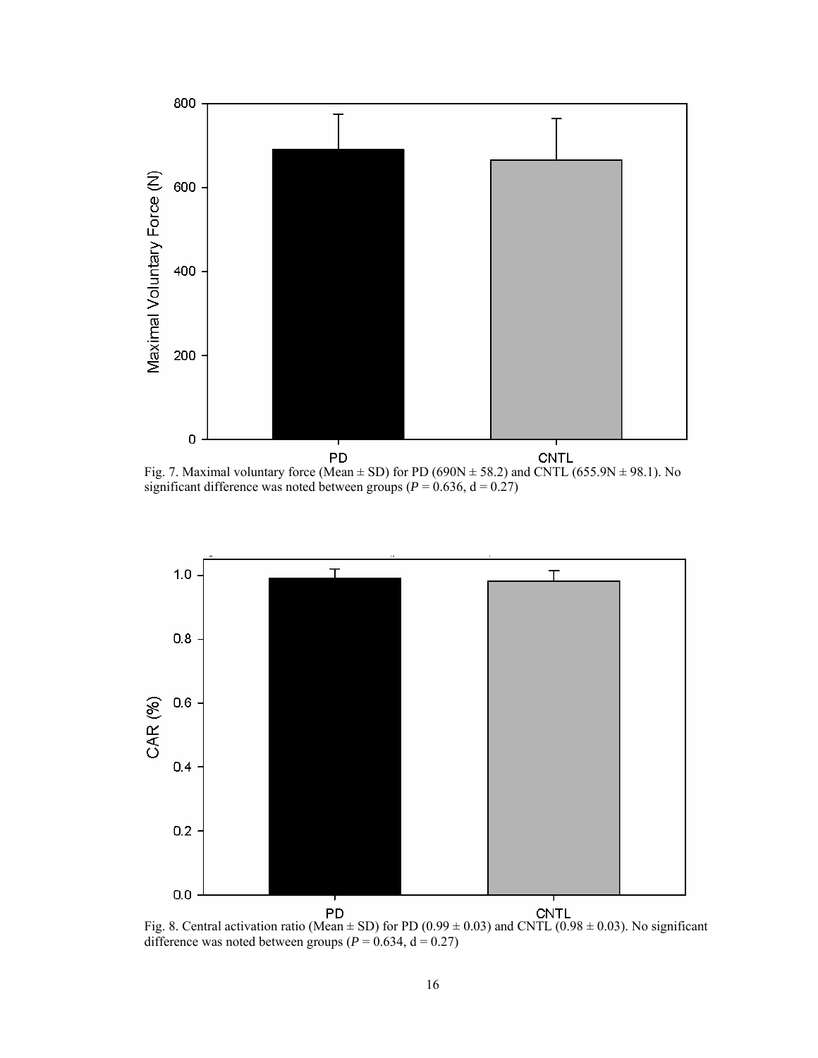Fig. 7. Maximal voluntary force (Mean ± SD) for PD (690N ± 58.2) and CNTL (655.9N ± 98.1). No significant difference was noted between groups (*P* = 0.636, d = 0.27)

Fig. 8. Central activation ratio (Mean ± SD) for PD (0.99 ± 0.03) and CNTL (0.98 ± 0.03). No significant difference was noted between groups (*P* = 0.634, d = 0.27)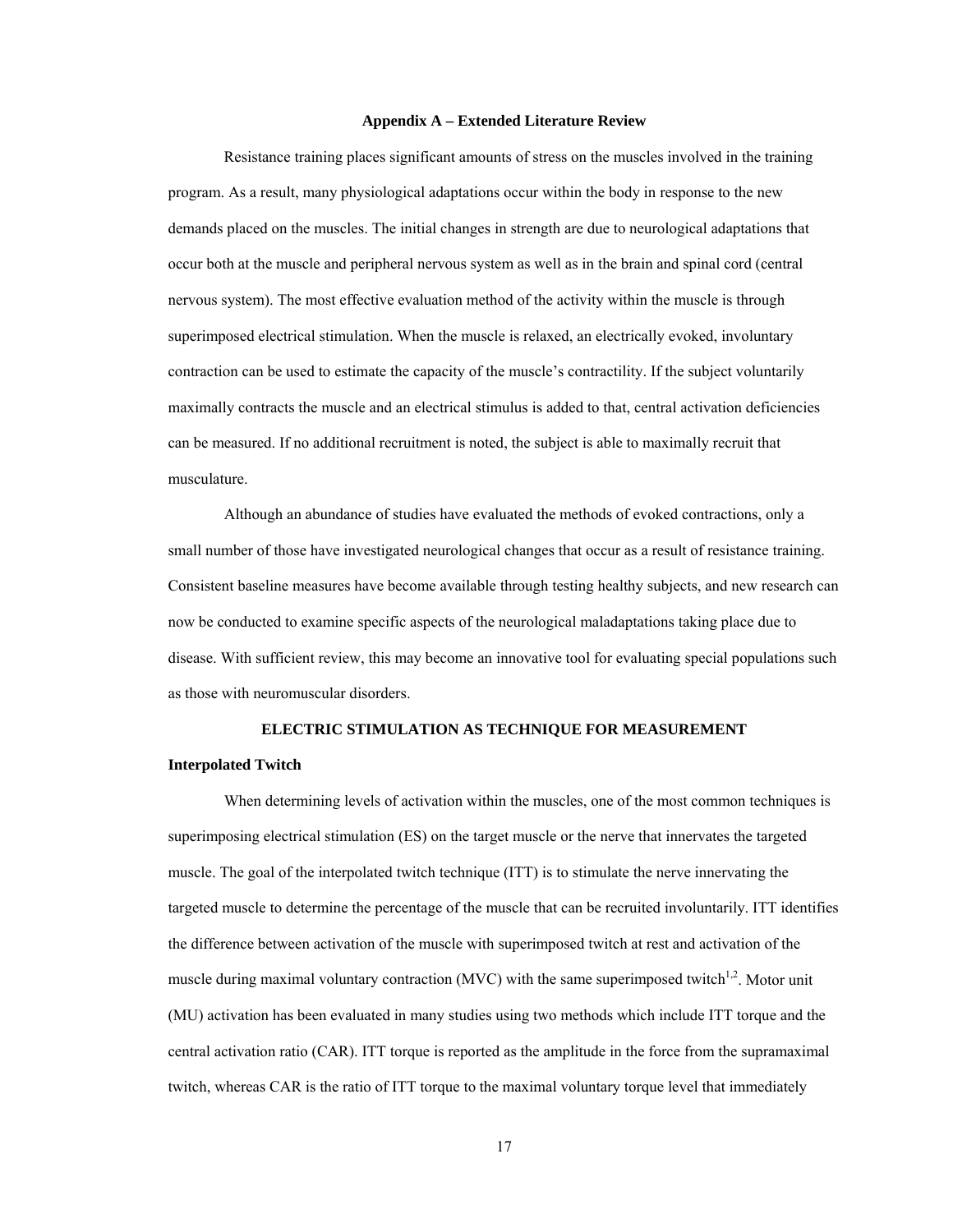## Appendix A – Extended Literature Review

Resistance training places significant amounts of stress on the muscles involved in the training program. As a result, many physiological adaptations occur within the body in response to the new demands placed on the muscles. The initial changes in strength are due to neurological adaptations that occur both at the muscle and peripheral nervous system as well as in the brain and spinal cord (central nervous system). The most effective evaluation method of the activity within the muscle is through superimposed electrical stimulation. When the muscle is relaxed, an electrically evoked, involuntary contraction can be used to estimate the capacity of the muscle's contractility. If the subject voluntarily maximally contracts the muscle and an electrical stimulus is added to that, central activation deficiencies can be measured. If no additional recruitment is noted, the subject is able to maximally recruit that musculature.

Although an abundance of studies have evaluated the methods of evoked contractions, only a small number of those have investigated neurological changes that occur as a result of resistance training. Consistent baseline measures have become available through testing healthy subjects, and new research can now be conducted to examine specific aspects of the neurological maladaptations taking place due to disease. With sufficient review, this may become an innovative tool for evaluating special populations such as those with neuromuscular disorders.

### ELECTRIC STIMULATION AS TECHNIQUE FOR MEASUREMENT

#### Interpolated Twitch

When determining levels of activation within the muscles, one of the most common techniques is superimposing electrical stimulation (ES) on the target muscle or the nerve that innervates the targeted muscle. The goal of the interpolated twitch technique (ITT) is to stimulate the nerve innervating the targeted muscle to determine the percentage of the muscle that can be recruited involuntarily. ITT identifies the difference between activation of the muscle with superimposed twitch at rest and activation of the muscle during maximal voluntary contraction (MVC) with the same superimposed twitch[1,2]. Motor unit (MU) activation has been evaluated in many studies using two methods which include ITT torque and the central activation ratio (CAR). ITT torque is reported as the amplitude in the force from the supramaximal twitch, whereas CAR is the ratio of ITT torque to the maximal voluntary torque level that immediately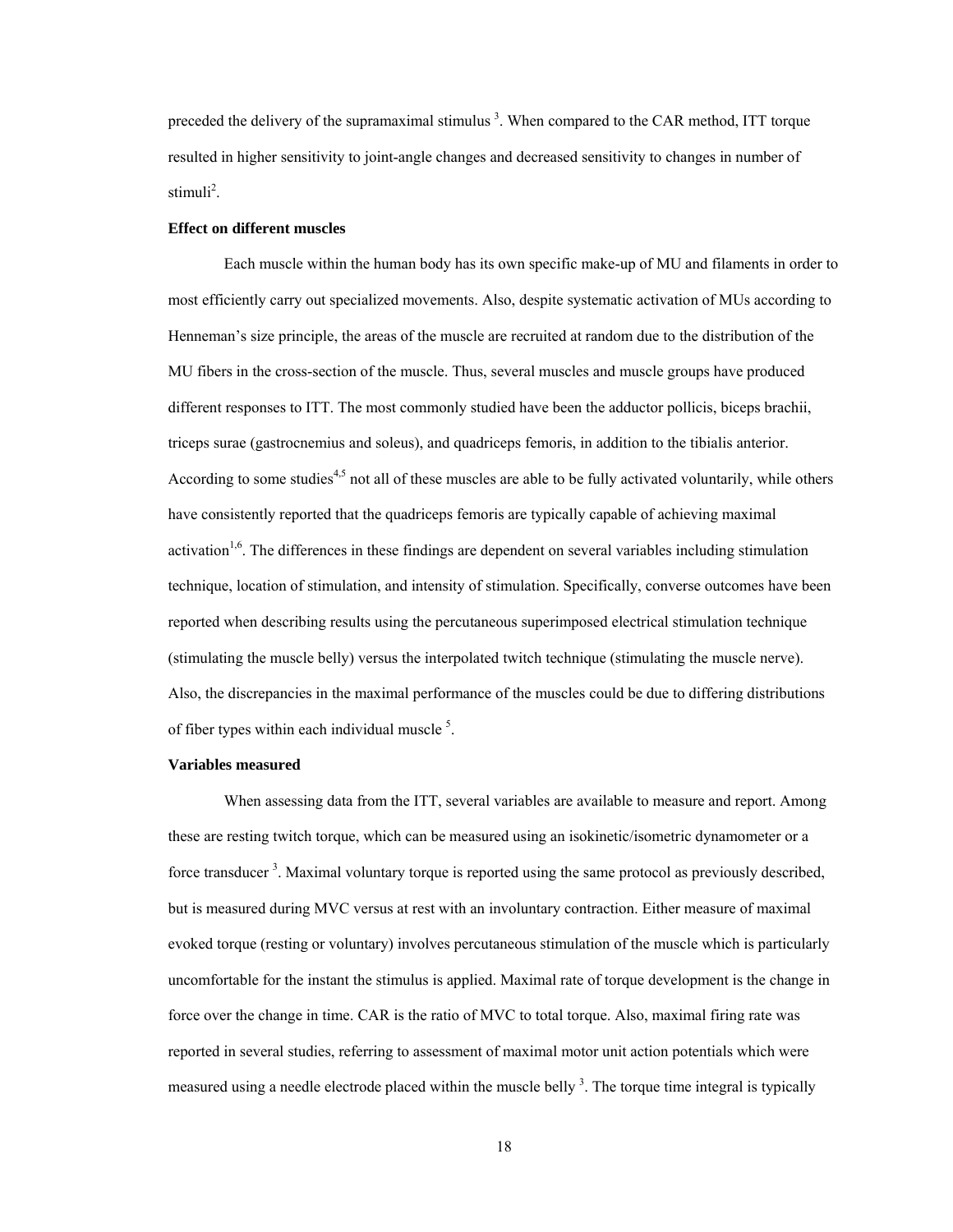preceded the delivery of the supramaximal stimulus [3]. When compared to the CAR method, ITT torque resulted in higher sensitivity to joint-angle changes and decreased sensitivity to changes in number of stimuli[2].

**Effect on different muscles**

Each muscle within the human body has its own specific make-up of MU and filaments in order to most efficiently carry out specialized movements. Also, despite systematic activation of MUs according to Henneman's size principle, the areas of the muscle are recruited at random due to the distribution of the MU fibers in the cross-section of the muscle. Thus, several muscles and muscle groups have produced different responses to ITT. The most commonly studied have been the adductor pollicis, biceps brachii, triceps surae (gastrocnemius and soleus), and quadriceps femoris, in addition to the tibialis anterior. According to some studies[4,5] not all of these muscles are able to be fully activated voluntarily, while others have consistently reported that the quadriceps femoris are typically capable of achieving maximal activation[1,6]. The differences in these findings are dependent on several variables including stimulation technique, location of stimulation, and intensity of stimulation. Specifically, converse outcomes have been reported when describing results using the percutaneous superimposed electrical stimulation technique (stimulating the muscle belly) versus the interpolated twitch technique (stimulating the muscle nerve). Also, the discrepancies in the maximal performance of the muscles could be due to differing distributions of fiber types within each individual muscle [5].

**Variables measured**

When assessing data from the ITT, several variables are available to measure and report. Among these are resting twitch torque, which can be measured using an isokinetic/isometric dynamometer or a force transducer [3]. Maximal voluntary torque is reported using the same protocol as previously described, but is measured during MVC versus at rest with an involuntary contraction. Either measure of maximal evoked torque (resting or voluntary) involves percutaneous stimulation of the muscle which is particularly uncomfortable for the instant the stimulus is applied. Maximal rate of torque development is the change in force over the change in time. CAR is the ratio of MVC to total torque. Also, maximal firing rate was reported in several studies, referring to assessment of maximal motor unit action potentials which were measured using a needle electrode placed within the muscle belly [3]. The torque time integral is typically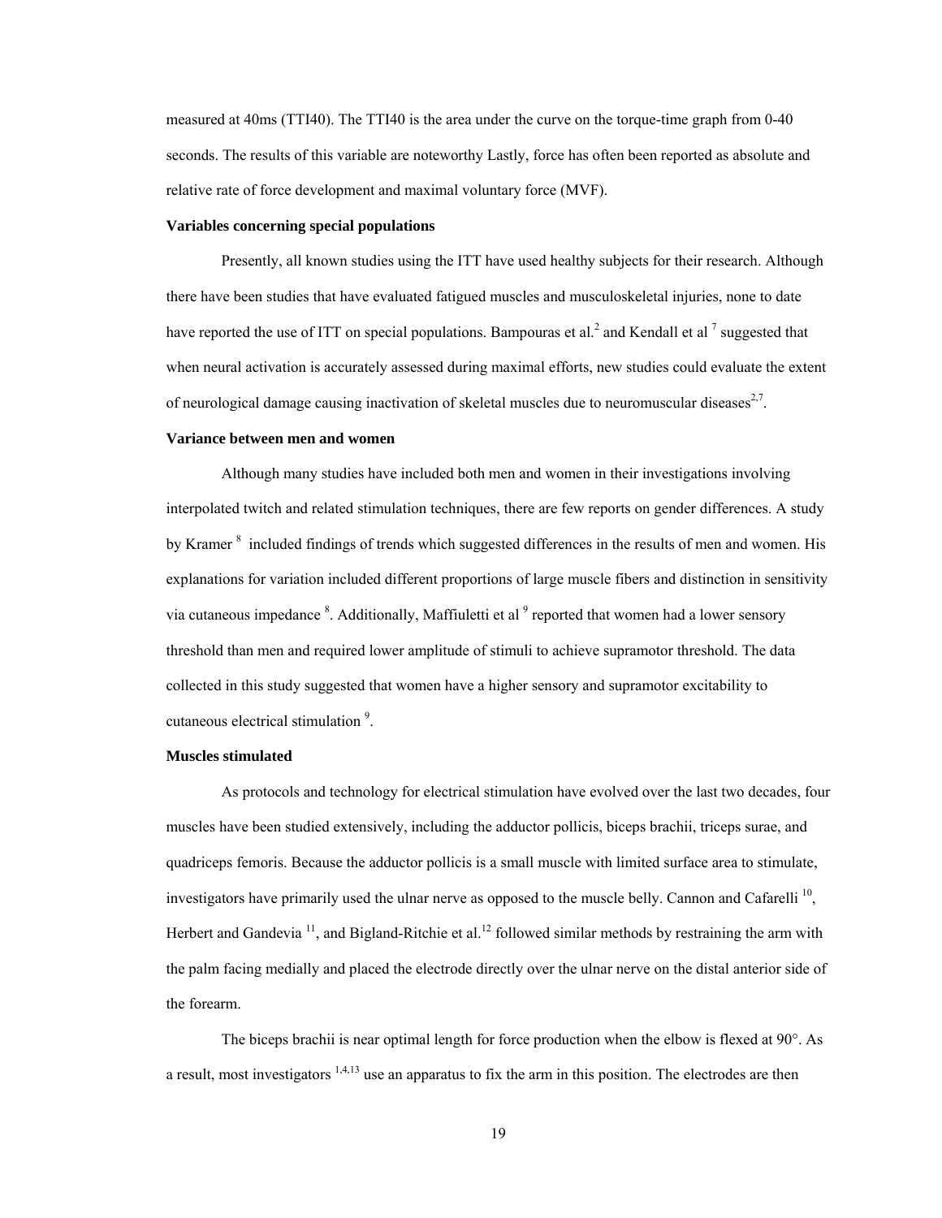measured at 40ms (TTI40). The TTI40 is the area under the curve on the torque-time graph from 0-40 seconds. The results of this variable are noteworthy Lastly, force has often been reported as absolute and relative rate of force development and maximal voluntary force (MVF).

**Variables concerning special populations**

Presently, all known studies using the ITT have used healthy subjects for their research. Although there have been studies that have evaluated fatigued muscles and musculoskeletal injuries, none to date have reported the use of ITT on special populations. Bampouras et al.[2] and Kendall et al [7] suggested that when neural activation is accurately assessed during maximal efforts, new studies could evaluate the extent of neurological damage causing inactivation of skeletal muscles due to neuromuscular diseases[2,7].

**Variance between men and women**

Although many studies have included both men and women in their investigations involving interpolated twitch and related stimulation techniques, there are few reports on gender differences. A study by Kramer [8] included findings of trends which suggested differences in the results of men and women. His explanations for variation included different proportions of large muscle fibers and distinction in sensitivity via cutaneous impedance [8]. Additionally, Maffiuletti et al [9] reported that women had a lower sensory threshold than men and required lower amplitude of stimuli to achieve supramotor threshold. The data collected in this study suggested that women have a higher sensory and supramotor excitability to cutaneous electrical stimulation [9].

**Muscles stimulated**

As protocols and technology for electrical stimulation have evolved over the last two decades, four muscles have been studied extensively, including the adductor pollicis, biceps brachii, triceps surae, and quadriceps femoris. Because the adductor pollicis is a small muscle with limited surface area to stimulate, investigators have primarily used the ulnar nerve as opposed to the muscle belly. Cannon and Cafarelli [10], Herbert and Gandevia [11], and Bigland-Ritchie et al.[12] followed similar methods by restraining the arm with the palm facing medially and placed the electrode directly over the ulnar nerve on the distal anterior side of the forearm.

The biceps brachii is near optimal length for force production when the elbow is flexed at 90°. As a result, most investigators [1,4,13] use an apparatus to fix the arm in this position. The electrodes are then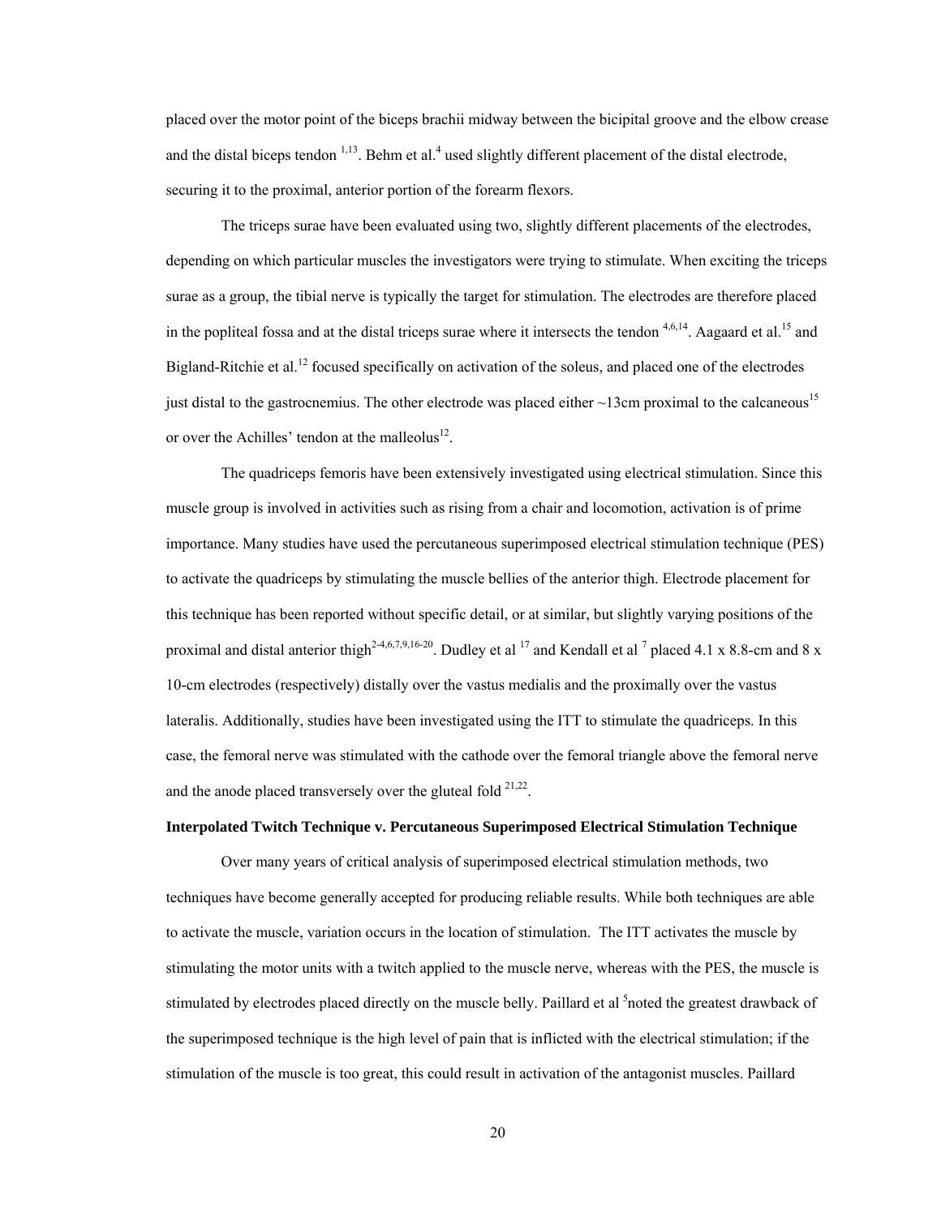placed over the motor point of the biceps brachii midway between the bicipital groove and the elbow crease and the distal biceps tendon [1,13]. Behm et al.[4] used slightly different placement of the distal electrode, securing it to the proximal, anterior portion of the forearm flexors.

The triceps surae have been evaluated using two, slightly different placements of the electrodes, depending on which particular muscles the investigators were trying to stimulate. When exciting the triceps surae as a group, the tibial nerve is typically the target for stimulation. The electrodes are therefore placed in the popliteal fossa and at the distal triceps surae where it intersects the tendon [4,6,14]. Aagaard et al.[15] and Bigland-Ritchie et al.[12] focused specifically on activation of the soleus, and placed one of the electrodes just distal to the gastrocnemius. The other electrode was placed either ~13cm proximal to the calcaneous[15] or over the Achilles' tendon at the malleolus[12].

The quadriceps femoris have been extensively investigated using electrical stimulation. Since this muscle group is involved in activities such as rising from a chair and locomotion, activation is of prime importance. Many studies have used the percutaneous superimposed electrical stimulation technique (PES) to activate the quadriceps by stimulating the muscle bellies of the anterior thigh. Electrode placement for this technique has been reported without specific detail, or at similar, but slightly varying positions of the proximal and distal anterior thigh[2-4,6,7,9,16-20]. Dudley et al [17] and Kendall et al [7] placed 4.1 x 8.8-cm and 8 x 10-cm electrodes (respectively) distally over the vastus medialis and the proximally over the vastus lateralis. Additionally, studies have been investigated using the ITT to stimulate the quadriceps. In this case, the femoral nerve was stimulated with the cathode over the femoral triangle above the femoral nerve and the anode placed transversely over the gluteal fold [21,22].

**Interpolated Twitch Technique v. Percutaneous Superimposed Electrical Stimulation Technique**

Over many years of critical analysis of superimposed electrical stimulation methods, two techniques have become generally accepted for producing reliable results. While both techniques are able to activate the muscle, variation occurs in the location of stimulation. The ITT activates the muscle by stimulating the motor units with a twitch applied to the muscle nerve, whereas with the PES, the muscle is stimulated by electrodes placed directly on the muscle belly. Paillard et al [5]noted the greatest drawback of the superimposed technique is the high level of pain that is inflicted with the electrical stimulation; if the stimulation of the muscle is too great, this could result in activation of the antagonist muscles. Paillard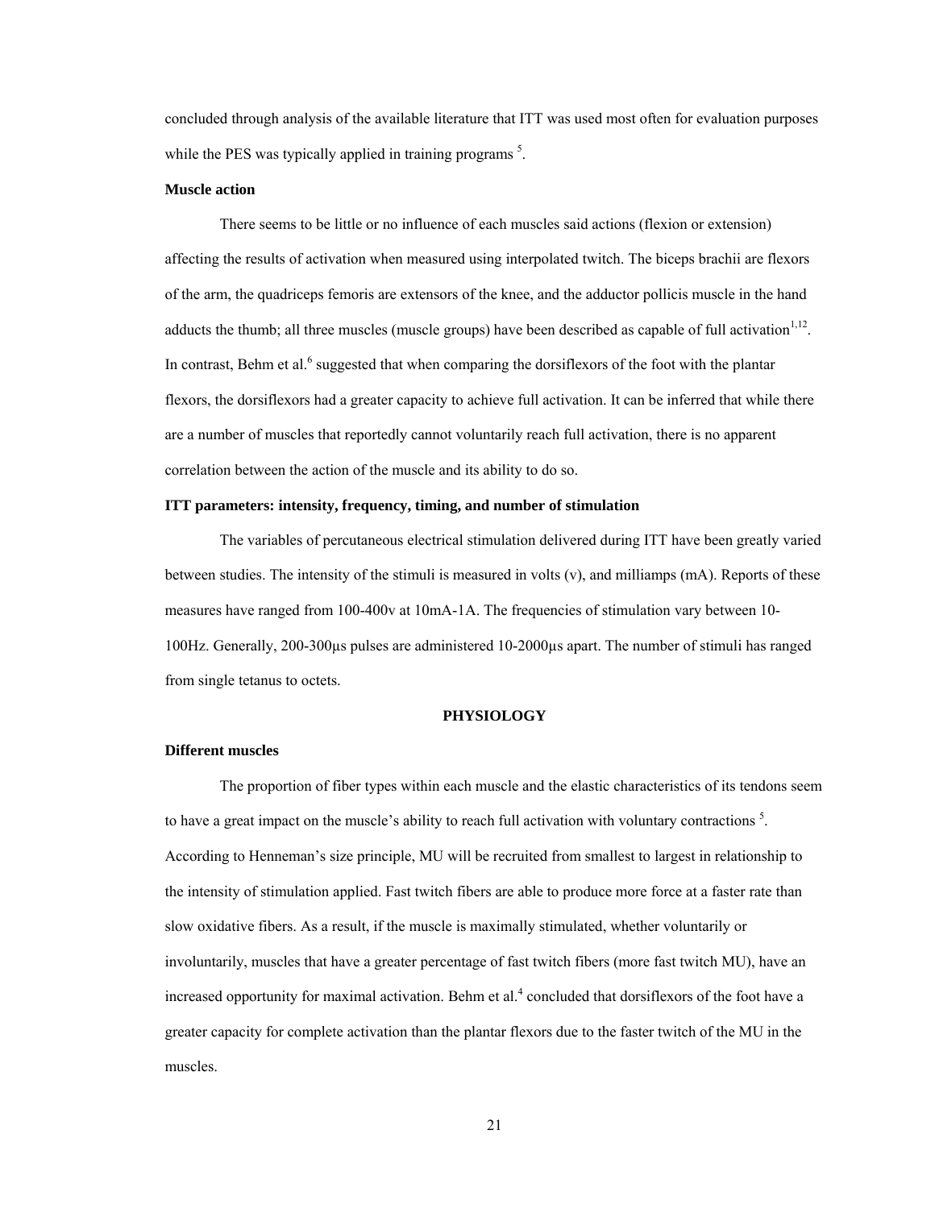concluded through analysis of the available literature that ITT was used most often for evaluation purposes while the PES was typically applied in training programs [5].

**Muscle action**

There seems to be little or no influence of each muscles said actions (flexion or extension) affecting the results of activation when measured using interpolated twitch. The biceps brachii are flexors of the arm, the quadriceps femoris are extensors of the knee, and the adductor pollicis muscle in the hand adducts the thumb; all three muscles (muscle groups) have been described as capable of full activation[1,12]. In contrast, Behm et al.[6] suggested that when comparing the dorsiflexors of the foot with the plantar flexors, the dorsiflexors had a greater capacity to achieve full activation. It can be inferred that while there are a number of muscles that reportedly cannot voluntarily reach full activation, there is no apparent correlation between the action of the muscle and its ability to do so.

**ITT parameters: intensity, frequency, timing, and number of stimulation**

The variables of percutaneous electrical stimulation delivered during ITT have been greatly varied between studies. The intensity of the stimuli is measured in volts (v), and milliamps (mA). Reports of these measures have ranged from 100-400v at 10mA-1A. The frequencies of stimulation vary between 10-100Hz. Generally, 200-300μs pulses are administered 10-2000μs apart. The number of stimuli has ranged from single tetanus to octets.

## PHYSIOLOGY

**Different muscles**

The proportion of fiber types within each muscle and the elastic characteristics of its tendons seem to have a great impact on the muscle's ability to reach full activation with voluntary contractions [5]. According to Henneman's size principle, MU will be recruited from smallest to largest in relationship to the intensity of stimulation applied. Fast twitch fibers are able to produce more force at a faster rate than slow oxidative fibers. As a result, if the muscle is maximally stimulated, whether voluntarily or involuntarily, muscles that have a greater percentage of fast twitch fibers (more fast twitch MU), have an increased opportunity for maximal activation. Behm et al.[4] concluded that dorsiflexors of the foot have a greater capacity for complete activation than the plantar flexors due to the faster twitch of the MU in the muscles.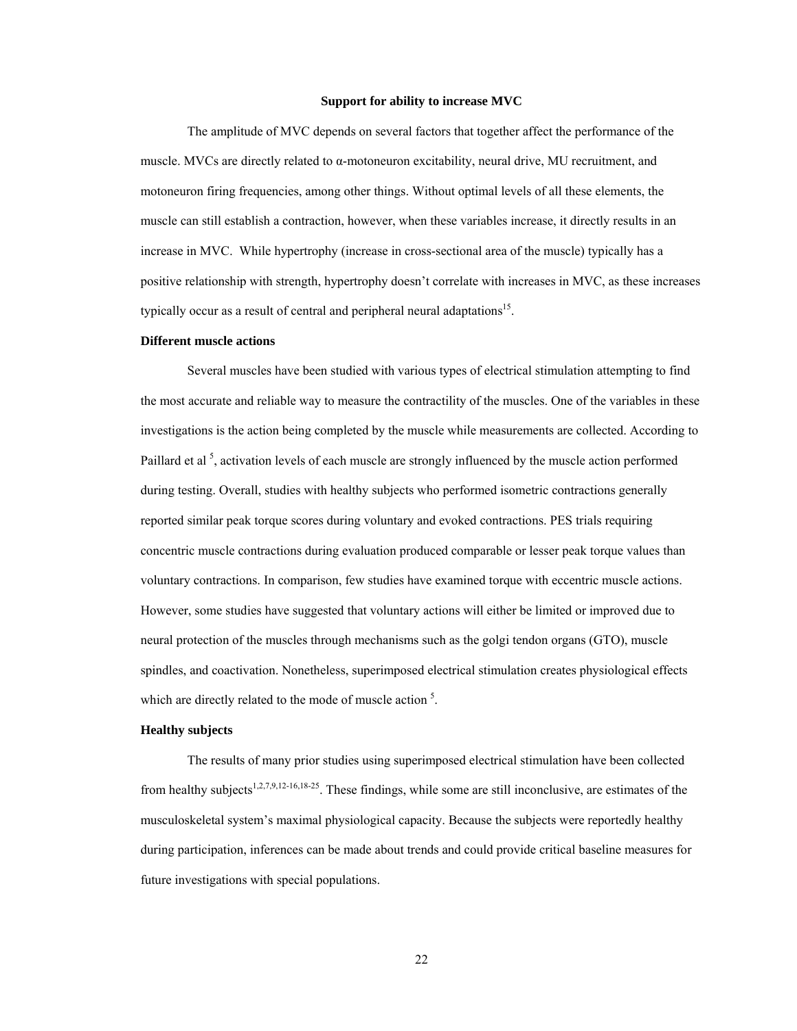## Support for ability to increase MVC

The amplitude of MVC depends on several factors that together affect the performance of the muscle. MVCs are directly related to α-motoneuron excitability, neural drive, MU recruitment, and motoneuron firing frequencies, among other things. Without optimal levels of all these elements, the muscle can still establish a contraction, however, when these variables increase, it directly results in an increase in MVC. While hypertrophy (increase in cross-sectional area of the muscle) typically has a positive relationship with strength, hypertrophy doesn't correlate with increases in MVC, as these increases typically occur as a result of central and peripheral neural adaptations[15].

### Different muscle actions

Several muscles have been studied with various types of electrical stimulation attempting to find the most accurate and reliable way to measure the contractility of the muscles. One of the variables in these investigations is the action being completed by the muscle while measurements are collected. According to Paillard et al [5], activation levels of each muscle are strongly influenced by the muscle action performed during testing. Overall, studies with healthy subjects who performed isometric contractions generally reported similar peak torque scores during voluntary and evoked contractions. PES trials requiring concentric muscle contractions during evaluation produced comparable or lesser peak torque values than voluntary contractions. In comparison, few studies have examined torque with eccentric muscle actions. However, some studies have suggested that voluntary actions will either be limited or improved due to neural protection of the muscles through mechanisms such as the golgi tendon organs (GTO), muscle spindles, and coactivation. Nonetheless, superimposed electrical stimulation creates physiological effects which are directly related to the mode of muscle action [5].

### Healthy subjects

The results of many prior studies using superimposed electrical stimulation have been collected from healthy subjects[1,2,7,9,12-16,18-25]. These findings, while some are still inconclusive, are estimates of the musculoskeletal system's maximal physiological capacity. Because the subjects were reportedly healthy during participation, inferences can be made about trends and could provide critical baseline measures for future investigations with special populations.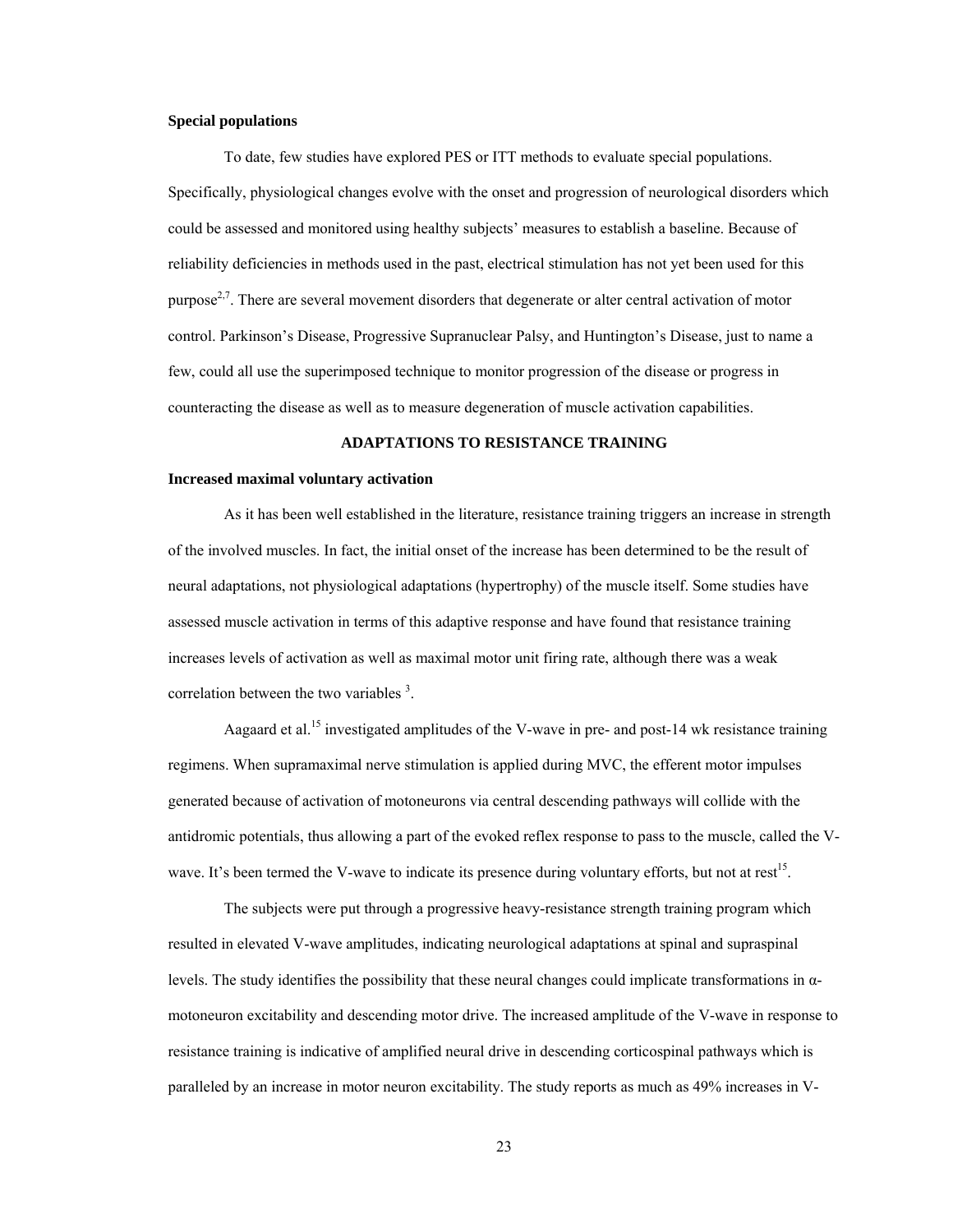**Special populations**

To date, few studies have explored PES or ITT methods to evaluate special populations. Specifically, physiological changes evolve with the onset and progression of neurological disorders which could be assessed and monitored using healthy subjects' measures to establish a baseline. Because of reliability deficiencies in methods used in the past, electrical stimulation has not yet been used for this purpose[2,7]. There are several movement disorders that degenerate or alter central activation of motor control. Parkinson's Disease, Progressive Supranuclear Palsy, and Huntington's Disease, just to name a few, could all use the superimposed technique to monitor progression of the disease or progress in counteracting the disease as well as to measure degeneration of muscle activation capabilities.

## ADAPTATIONS TO RESISTANCE TRAINING

**Increased maximal voluntary activation**

As it has been well established in the literature, resistance training triggers an increase in strength of the involved muscles. In fact, the initial onset of the increase has been determined to be the result of neural adaptations, not physiological adaptations (hypertrophy) of the muscle itself. Some studies have assessed muscle activation in terms of this adaptive response and have found that resistance training increases levels of activation as well as maximal motor unit firing rate, although there was a weak correlation between the two variables [3].

Aagaard et al.[15] investigated amplitudes of the V-wave in pre- and post-14 wk resistance training regimens. When supramaximal nerve stimulation is applied during MVC, the efferent motor impulses generated because of activation of motoneurons via central descending pathways will collide with the antidromic potentials, thus allowing a part of the evoked reflex response to pass to the muscle, called the V-wave. It's been termed the V-wave to indicate its presence during voluntary efforts, but not at rest[15].

The subjects were put through a progressive heavy-resistance strength training program which resulted in elevated V-wave amplitudes, indicating neurological adaptations at spinal and supraspinal levels. The study identifies the possibility that these neural changes could implicate transformations in α-motoneuron excitability and descending motor drive. The increased amplitude of the V-wave in response to resistance training is indicative of amplified neural drive in descending corticospinal pathways which is paralleled by an increase in motor neuron excitability. The study reports as much as 49% increases in V-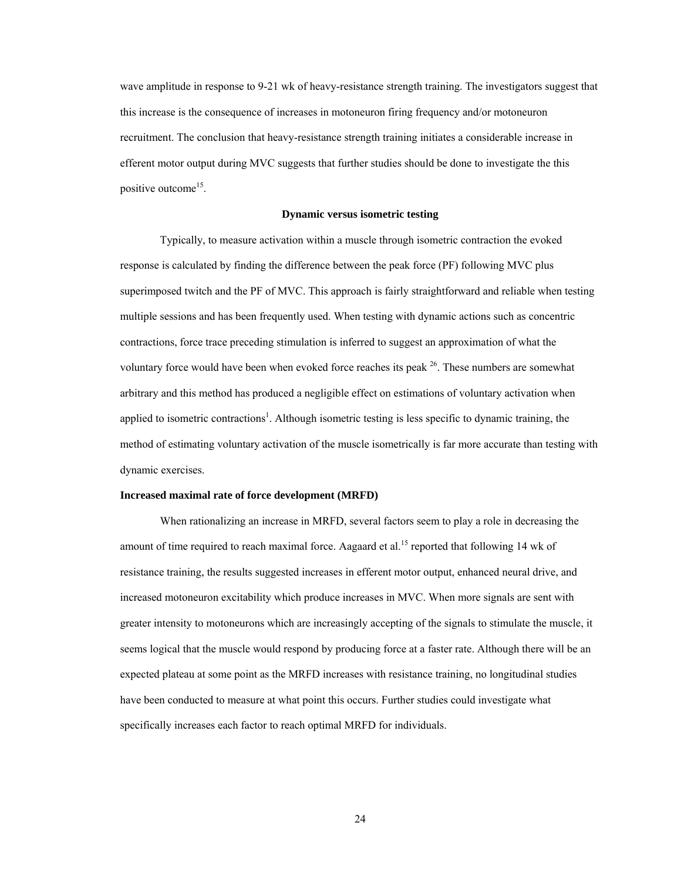wave amplitude in response to 9-21 wk of heavy-resistance strength training. The investigators suggest that this increase is the consequence of increases in motoneuron firing frequency and/or motoneuron recruitment. The conclusion that heavy-resistance strength training initiates a considerable increase in efferent motor output during MVC suggests that further studies should be done to investigate the this positive outcome[15].

### Dynamic versus isometric testing

Typically, to measure activation within a muscle through isometric contraction the evoked response is calculated by finding the difference between the peak force (PF) following MVC plus superimposed twitch and the PF of MVC. This approach is fairly straightforward and reliable when testing multiple sessions and has been frequently used. When testing with dynamic actions such as concentric contractions, force trace preceding stimulation is inferred to suggest an approximation of what the voluntary force would have been when evoked force reaches its peak [26]. These numbers are somewhat arbitrary and this method has produced a negligible effect on estimations of voluntary activation when applied to isometric contractions[1]. Although isometric testing is less specific to dynamic training, the method of estimating voluntary activation of the muscle isometrically is far more accurate than testing with dynamic exercises.

### Increased maximal rate of force development (MRFD)

When rationalizing an increase in MRFD, several factors seem to play a role in decreasing the amount of time required to reach maximal force. Aagaard et al.[15] reported that following 14 wk of resistance training, the results suggested increases in efferent motor output, enhanced neural drive, and increased motoneuron excitability which produce increases in MVC. When more signals are sent with greater intensity to motoneurons which are increasingly accepting of the signals to stimulate the muscle, it seems logical that the muscle would respond by producing force at a faster rate. Although there will be an expected plateau at some point as the MRFD increases with resistance training, no longitudinal studies have been conducted to measure at what point this occurs. Further studies could investigate what specifically increases each factor to reach optimal MRFD for individuals.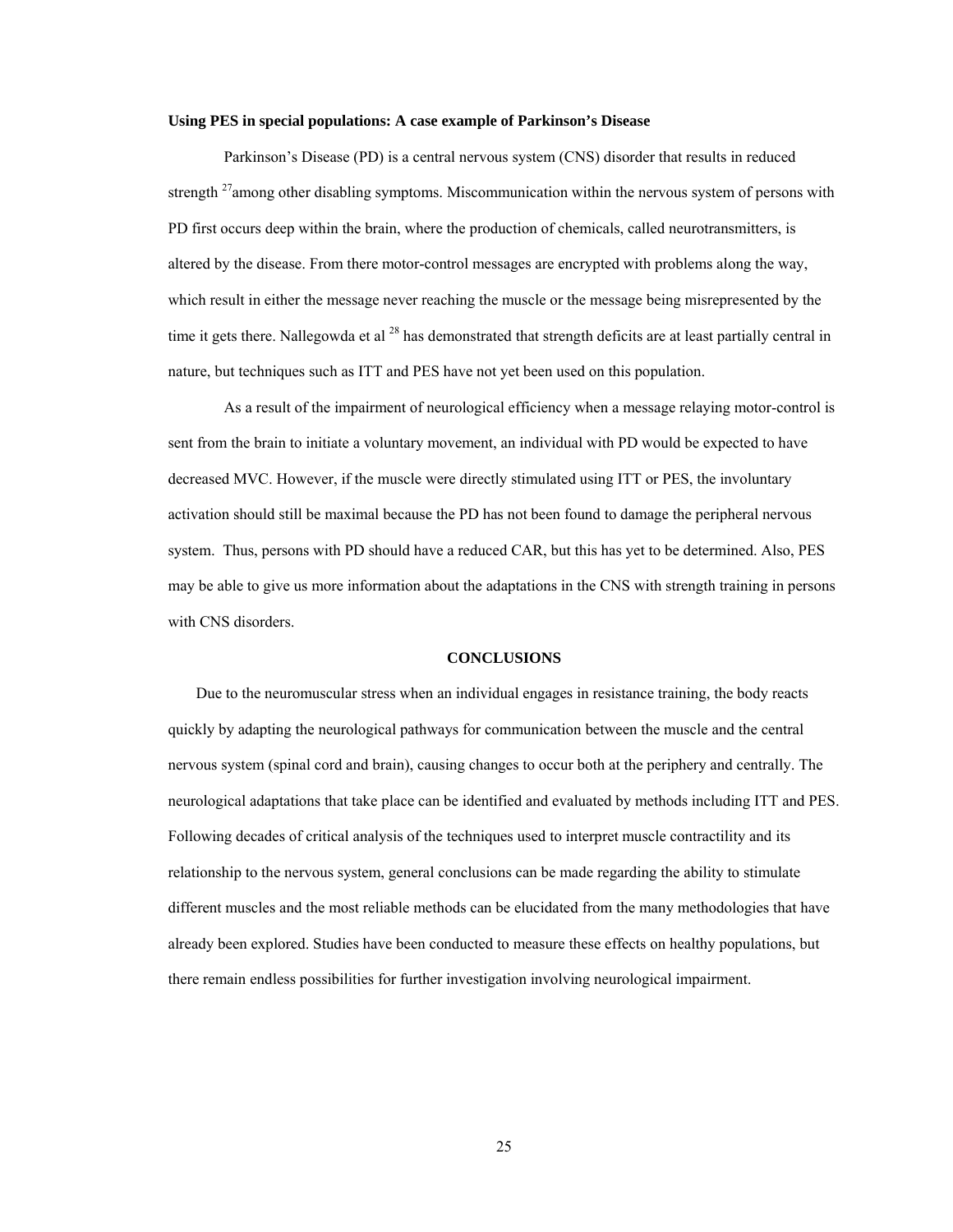**Using PES in special populations: A case example of Parkinson's Disease**

Parkinson's Disease (PD) is a central nervous system (CNS) disorder that results in reduced strength [27]among other disabling symptoms. Miscommunication within the nervous system of persons with PD first occurs deep within the brain, where the production of chemicals, called neurotransmitters, is altered by the disease. From there motor-control messages are encrypted with problems along the way, which result in either the message never reaching the muscle or the message being misrepresented by the time it gets there. Nallegowda et al [28] has demonstrated that strength deficits are at least partially central in nature, but techniques such as ITT and PES have not yet been used on this population.

As a result of the impairment of neurological efficiency when a message relaying motor-control is sent from the brain to initiate a voluntary movement, an individual with PD would be expected to have decreased MVC. However, if the muscle were directly stimulated using ITT or PES, the involuntary activation should still be maximal because the PD has not been found to damage the peripheral nervous system. Thus, persons with PD should have a reduced CAR, but this has yet to be determined. Also, PES may be able to give us more information about the adaptations in the CNS with strength training in persons with CNS disorders.

## CONCLUSIONS

Due to the neuromuscular stress when an individual engages in resistance training, the body reacts quickly by adapting the neurological pathways for communication between the muscle and the central nervous system (spinal cord and brain), causing changes to occur both at the periphery and centrally. The neurological adaptations that take place can be identified and evaluated by methods including ITT and PES. Following decades of critical analysis of the techniques used to interpret muscle contractility and its relationship to the nervous system, general conclusions can be made regarding the ability to stimulate different muscles and the most reliable methods can be elucidated from the many methodologies that have already been explored. Studies have been conducted to measure these effects on healthy populations, but there remain endless possibilities for further investigation involving neurological impairment.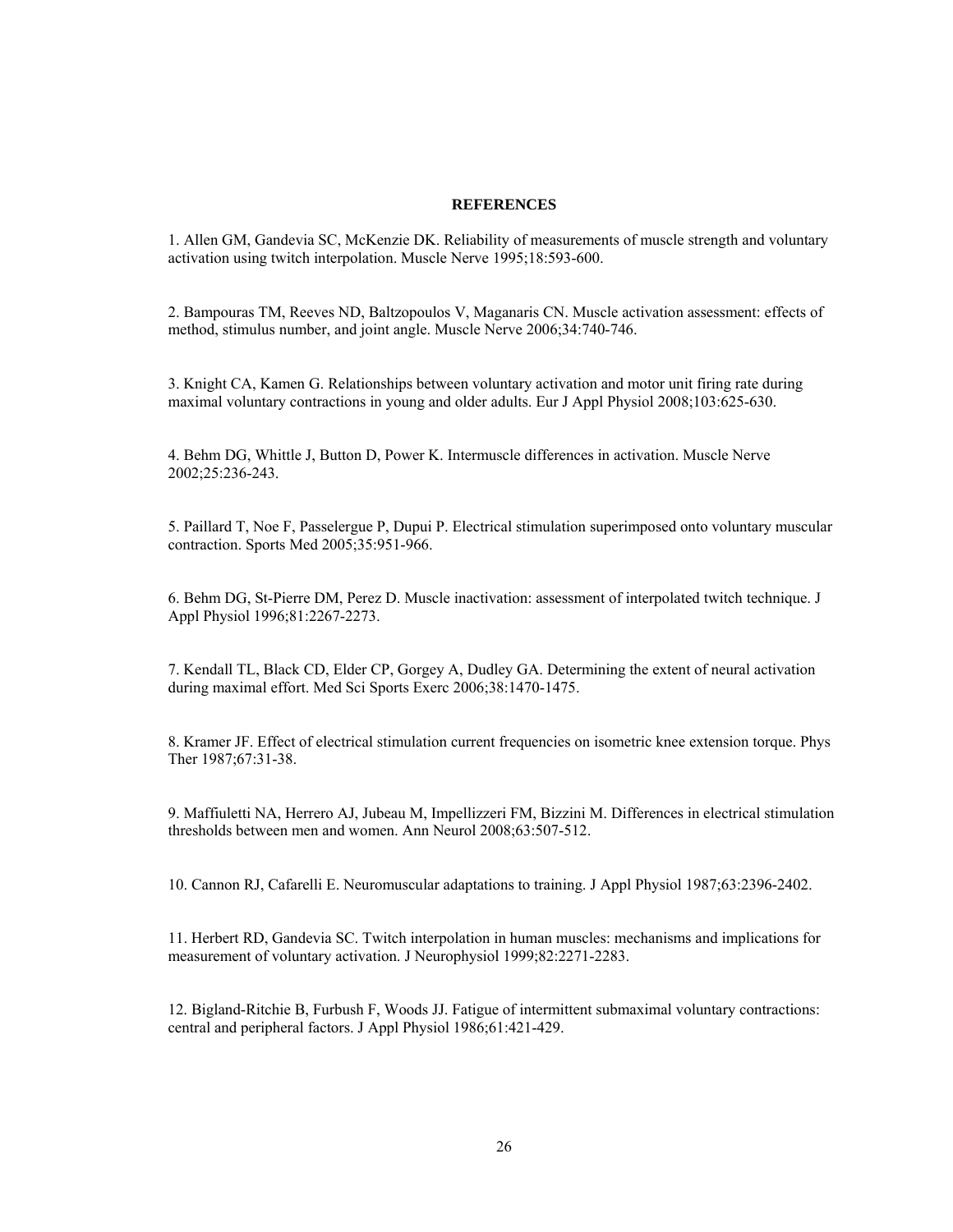## REFERENCES

1. Allen GM, Gandevia SC, McKenzie DK. Reliability of measurements of muscle strength and voluntary activation using twitch interpolation. Muscle Nerve 1995;18:593-600.

2. Bampouras TM, Reeves ND, Baltzopoulos V, Maganaris CN. Muscle activation assessment: effects of method, stimulus number, and joint angle. Muscle Nerve 2006;34:740-746.

3. Knight CA, Kamen G. Relationships between voluntary activation and motor unit firing rate during maximal voluntary contractions in young and older adults. Eur J Appl Physiol 2008;103:625-630.

4. Behm DG, Whittle J, Button D, Power K. Intermuscle differences in activation. Muscle Nerve 2002;25:236-243.

5. Paillard T, Noe F, Passelergue P, Dupui P. Electrical stimulation superimposed onto voluntary muscular contraction. Sports Med 2005;35:951-966.

6. Behm DG, St-Pierre DM, Perez D. Muscle inactivation: assessment of interpolated twitch technique. J Appl Physiol 1996;81:2267-2273.

7. Kendall TL, Black CD, Elder CP, Gorgey A, Dudley GA. Determining the extent of neural activation during maximal effort. Med Sci Sports Exerc 2006;38:1470-1475.

8. Kramer JF. Effect of electrical stimulation current frequencies on isometric knee extension torque. Phys Ther 1987;67:31-38.

9. Maffiuletti NA, Herrero AJ, Jubeau M, Impellizzeri FM, Bizzini M. Differences in electrical stimulation thresholds between men and women. Ann Neurol 2008;63:507-512.

10. Cannon RJ, Cafarelli E. Neuromuscular adaptations to training. J Appl Physiol 1987;63:2396-2402.

11. Herbert RD, Gandevia SC. Twitch interpolation in human muscles: mechanisms and implications for measurement of voluntary activation. J Neurophysiol 1999;82:2271-2283.

12. Bigland-Ritchie B, Furbush F, Woods JJ. Fatigue of intermittent submaximal voluntary contractions: central and peripheral factors. J Appl Physiol 1986;61:421-429.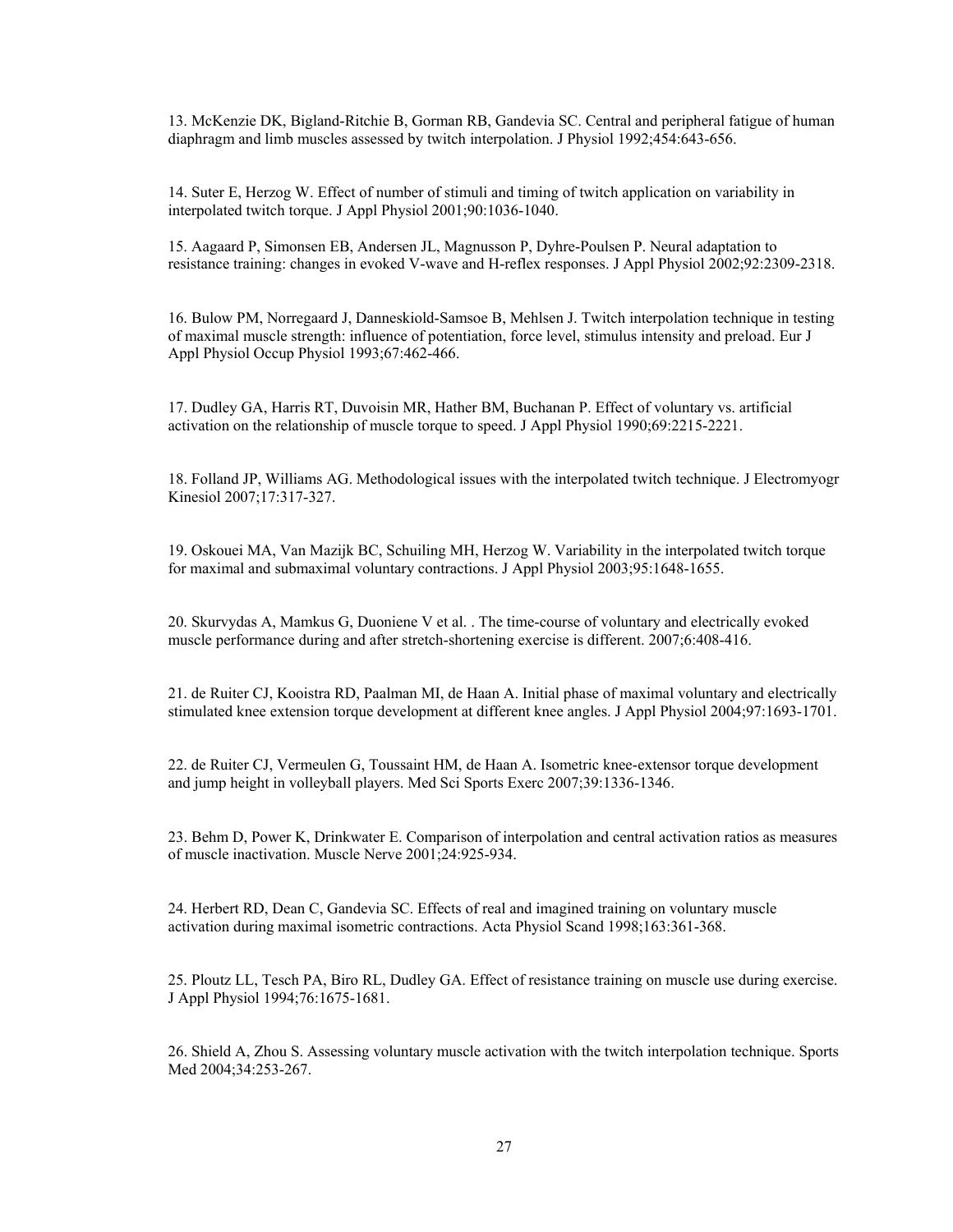13. McKenzie DK, Bigland-Ritchie B, Gorman RB, Gandevia SC. Central and peripheral fatigue of human diaphragm and limb muscles assessed by twitch interpolation. J Physiol 1992;454:643-656.

14. Suter E, Herzog W. Effect of number of stimuli and timing of twitch application on variability in interpolated twitch torque. J Appl Physiol 2001;90:1036-1040.

15. Aagaard P, Simonsen EB, Andersen JL, Magnusson P, Dyhre-Poulsen P. Neural adaptation to resistance training: changes in evoked V-wave and H-reflex responses. J Appl Physiol 2002;92:2309-2318.

16. Bulow PM, Norregaard J, Danneskiold-Samsoe B, Mehlsen J. Twitch interpolation technique in testing of maximal muscle strength: influence of potentiation, force level, stimulus intensity and preload. Eur J Appl Physiol Occup Physiol 1993;67:462-466.

17. Dudley GA, Harris RT, Duvoisin MR, Hather BM, Buchanan P. Effect of voluntary vs. artificial activation on the relationship of muscle torque to speed. J Appl Physiol 1990;69:2215-2221.

18. Folland JP, Williams AG. Methodological issues with the interpolated twitch technique. J Electromyogr Kinesiol 2007;17:317-327.

19. Oskouei MA, Van Mazijk BC, Schuiling MH, Herzog W. Variability in the interpolated twitch torque for maximal and submaximal voluntary contractions. J Appl Physiol 2003;95:1648-1655.

20. Skurvydas A, Mamkus G, Duoniene V et al. . The time-course of voluntary and electrically evoked muscle performance during and after stretch-shortening exercise is different. 2007;6:408-416.

21. de Ruiter CJ, Kooistra RD, Paalman MI, de Haan A. Initial phase of maximal voluntary and electrically stimulated knee extension torque development at different knee angles. J Appl Physiol 2004;97:1693-1701.

22. de Ruiter CJ, Vermeulen G, Toussaint HM, de Haan A. Isometric knee-extensor torque development and jump height in volleyball players. Med Sci Sports Exerc 2007;39:1336-1346.

23. Behm D, Power K, Drinkwater E. Comparison of interpolation and central activation ratios as measures of muscle inactivation. Muscle Nerve 2001;24:925-934.

24. Herbert RD, Dean C, Gandevia SC. Effects of real and imagined training on voluntary muscle activation during maximal isometric contractions. Acta Physiol Scand 1998;163:361-368.

25. Ploutz LL, Tesch PA, Biro RL, Dudley GA. Effect of resistance training on muscle use during exercise. J Appl Physiol 1994;76:1675-1681.

26. Shield A, Zhou S. Assessing voluntary muscle activation with the twitch interpolation technique. Sports Med 2004;34:253-267.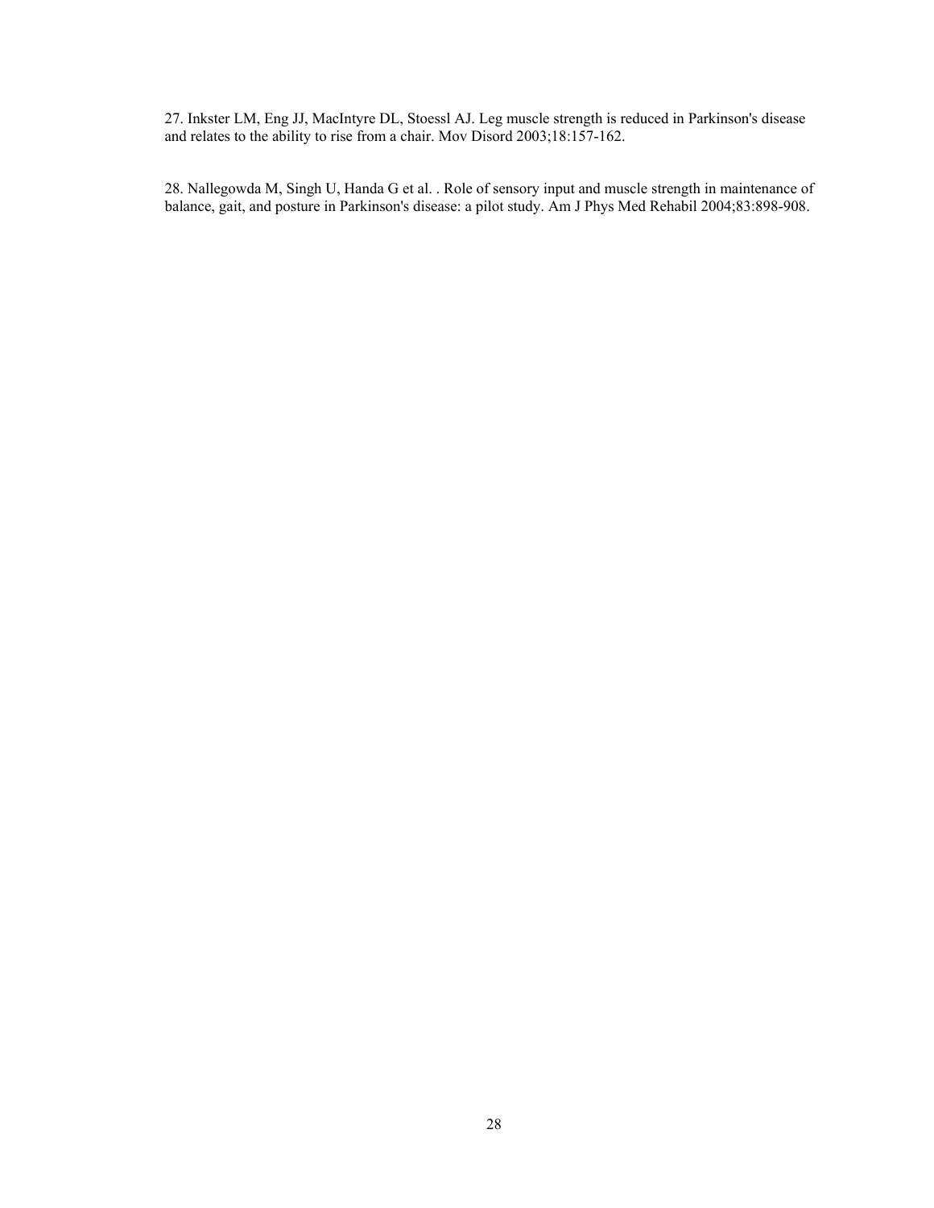27. Inkster LM, Eng JJ, MacIntyre DL, Stoessl AJ. Leg muscle strength is reduced in Parkinson's disease and relates to the ability to rise from a chair. Mov Disord 2003;18:157-162.

28. Nallegowda M, Singh U, Handa G et al. . Role of sensory input and muscle strength in maintenance of balance, gait, and posture in Parkinson's disease: a pilot study. Am J Phys Med Rehabil 2004;83:898-908.